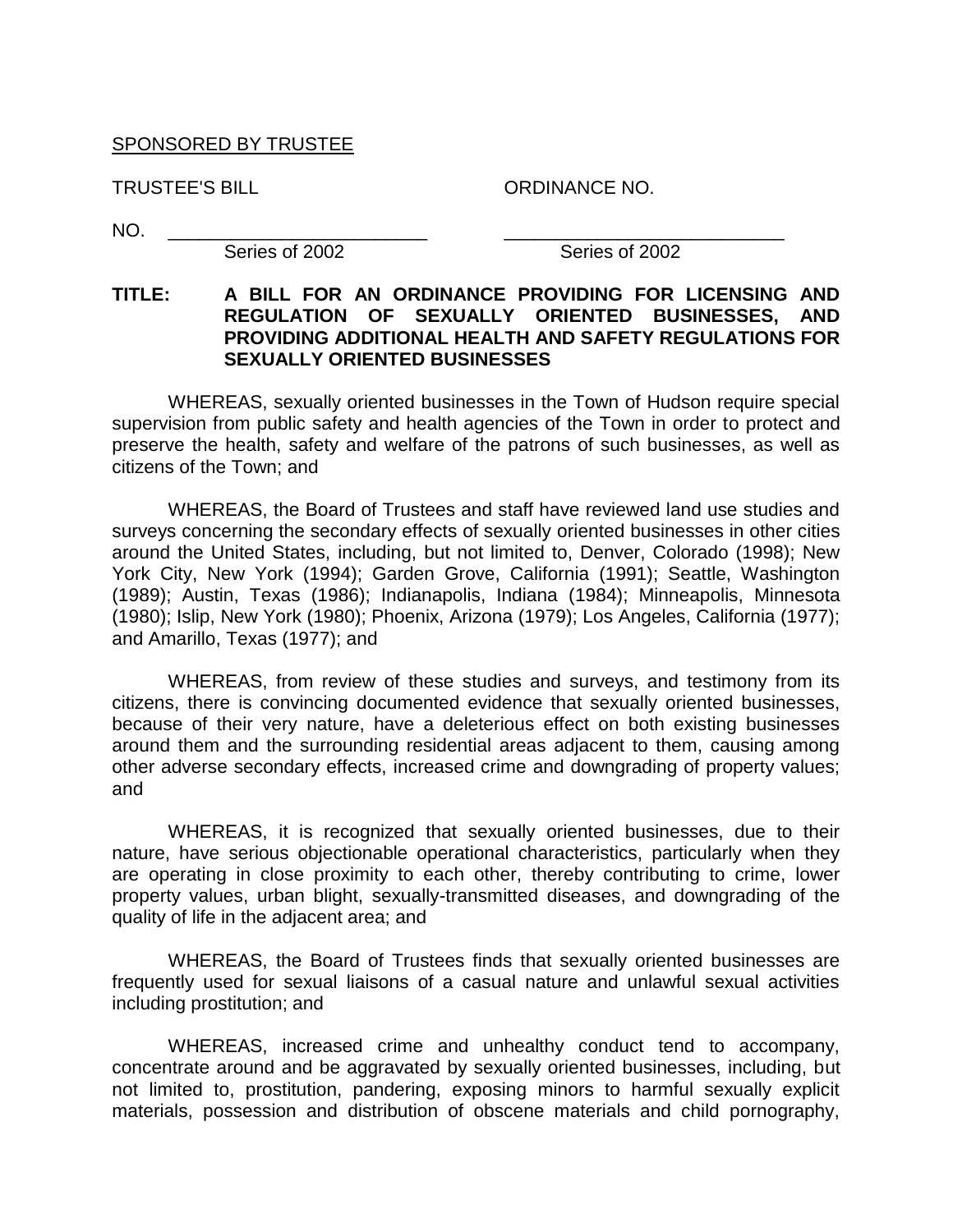SPONSORED BY TRUSTEE

TRUSTEE'S BILL ORDINANCE NO.

NO. \_\_\_\_\_\_\_\_\_\_\_\_\_\_\_\_\_\_\_\_\_\_\_\_\_ \_\_\_\_\_\_\_\_\_\_\_\_\_\_\_\_\_\_\_\_\_\_\_\_\_\_\_

Series of 2002 Series of 2002

**TITLE: A BILL FOR AN ORDINANCE PROVIDING FOR LICENSING AND REGULATION OF SEXUALLY ORIENTED BUSINESSES, AND PROVIDING ADDITIONAL HEALTH AND SAFETY REGULATIONS FOR SEXUALLY ORIENTED BUSINESSES**

WHEREAS, sexually oriented businesses in the Town of Hudson require special supervision from public safety and health agencies of the Town in order to protect and preserve the health, safety and welfare of the patrons of such businesses, as well as citizens of the Town; and

WHEREAS, the Board of Trustees and staff have reviewed land use studies and surveys concerning the secondary effects of sexually oriented businesses in other cities around the United States, including, but not limited to, Denver, Colorado (1998); New York City, New York (1994); Garden Grove, California (1991); Seattle, Washington (1989); Austin, Texas (1986); Indianapolis, Indiana (1984); Minneapolis, Minnesota (1980); Islip, New York (1980); Phoenix, Arizona (1979); Los Angeles, California (1977); and Amarillo, Texas (1977); and

WHEREAS, from review of these studies and surveys, and testimony from its citizens, there is convincing documented evidence that sexually oriented businesses, because of their very nature, have a deleterious effect on both existing businesses around them and the surrounding residential areas adjacent to them, causing among other adverse secondary effects, increased crime and downgrading of property values; and

WHEREAS, it is recognized that sexually oriented businesses, due to their nature, have serious objectionable operational characteristics, particularly when they are operating in close proximity to each other, thereby contributing to crime, lower property values, urban blight, sexually-transmitted diseases, and downgrading of the quality of life in the adjacent area; and

WHEREAS, the Board of Trustees finds that sexually oriented businesses are frequently used for sexual liaisons of a casual nature and unlawful sexual activities including prostitution; and

WHEREAS, increased crime and unhealthy conduct tend to accompany, concentrate around and be aggravated by sexually oriented businesses, including, but not limited to, prostitution, pandering, exposing minors to harmful sexually explicit materials, possession and distribution of obscene materials and child pornography,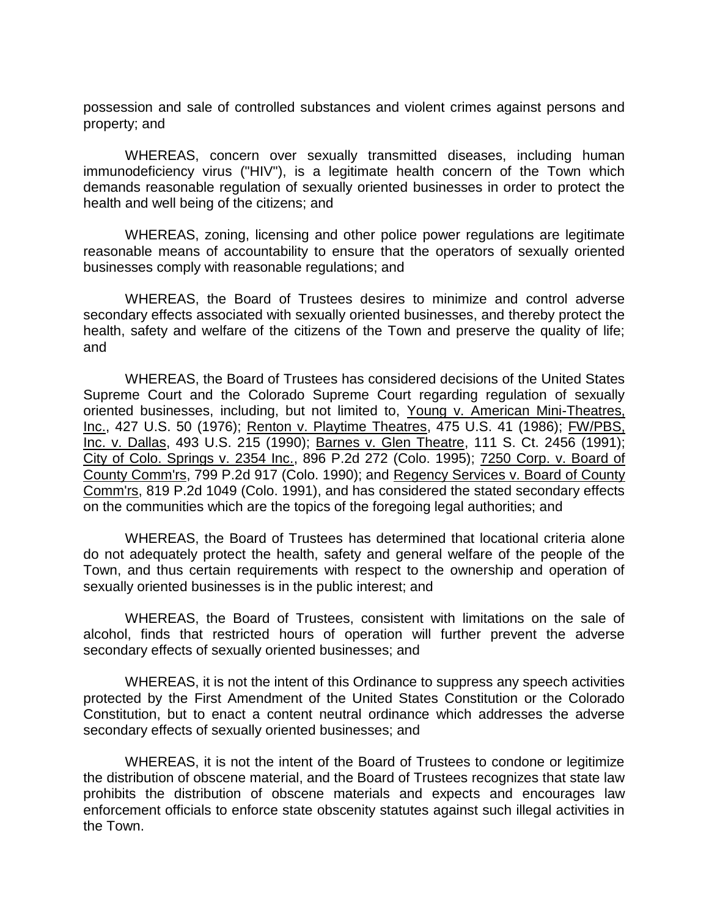possession and sale of controlled substances and violent crimes against persons and property; and

WHEREAS, concern over sexually transmitted diseases, including human immunodeficiency virus ("HIV"), is a legitimate health concern of the Town which demands reasonable regulation of sexually oriented businesses in order to protect the health and well being of the citizens; and

WHEREAS, zoning, licensing and other police power regulations are legitimate reasonable means of accountability to ensure that the operators of sexually oriented businesses comply with reasonable regulations; and

WHEREAS, the Board of Trustees desires to minimize and control adverse secondary effects associated with sexually oriented businesses, and thereby protect the health, safety and welfare of the citizens of the Town and preserve the quality of life; and

WHEREAS, the Board of Trustees has considered decisions of the United States Supreme Court and the Colorado Supreme Court regarding regulation of sexually oriented businesses, including, but not limited to, Young v. American Mini-Theatres, Inc., 427 U.S. 50 (1976); Renton v. Playtime Theatres, 475 U.S. 41 (1986); FW/PBS, Inc. v. Dallas, 493 U.S. 215 (1990); Barnes v. Glen Theatre, 111 S. Ct. 2456 (1991); City of Colo. Springs v. 2354 Inc., 896 P.2d 272 (Colo. 1995); 7250 Corp. v. Board of County Comm'rs, 799 P.2d 917 (Colo. 1990); and Regency Services v. Board of County Comm'rs, 819 P.2d 1049 (Colo. 1991), and has considered the stated secondary effects on the communities which are the topics of the foregoing legal authorities; and

WHEREAS, the Board of Trustees has determined that locational criteria alone do not adequately protect the health, safety and general welfare of the people of the Town, and thus certain requirements with respect to the ownership and operation of sexually oriented businesses is in the public interest; and

WHEREAS, the Board of Trustees, consistent with limitations on the sale of alcohol, finds that restricted hours of operation will further prevent the adverse secondary effects of sexually oriented businesses; and

WHEREAS, it is not the intent of this Ordinance to suppress any speech activities protected by the First Amendment of the United States Constitution or the Colorado Constitution, but to enact a content neutral ordinance which addresses the adverse secondary effects of sexually oriented businesses; and

WHEREAS, it is not the intent of the Board of Trustees to condone or legitimize the distribution of obscene material, and the Board of Trustees recognizes that state law prohibits the distribution of obscene materials and expects and encourages law enforcement officials to enforce state obscenity statutes against such illegal activities in the Town.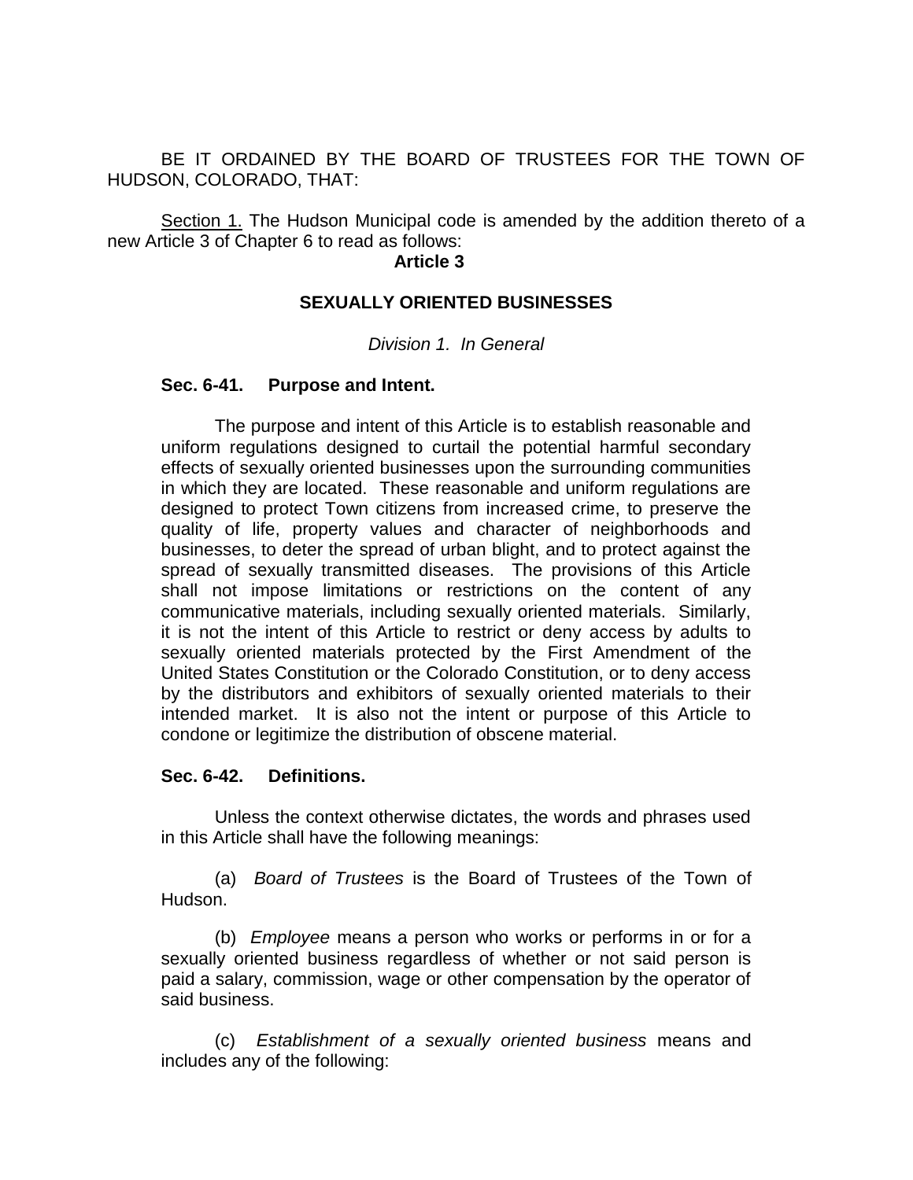BE IT ORDAINED BY THE BOARD OF TRUSTEES FOR THE TOWN OF HUDSON, COLORADO, THAT:

Section 1. The Hudson Municipal code is amended by the addition thereto of a new Article 3 of Chapter 6 to read as follows:

**Article 3**

**SEXUALLY ORIENTED BUSINESSES**

*Division 1. In General*

**Sec. 6-41. Purpose and Intent.**

The purpose and intent of this Article is to establish reasonable and uniform regulations designed to curtail the potential harmful secondary effects of sexually oriented businesses upon the surrounding communities in which they are located. These reasonable and uniform regulations are designed to protect Town citizens from increased crime, to preserve the quality of life, property values and character of neighborhoods and businesses, to deter the spread of urban blight, and to protect against the spread of sexually transmitted diseases. The provisions of this Article shall not impose limitations or restrictions on the content of any communicative materials, including sexually oriented materials. Similarly, it is not the intent of this Article to restrict or deny access by adults to sexually oriented materials protected by the First Amendment of the United States Constitution or the Colorado Constitution, or to deny access by the distributors and exhibitors of sexually oriented materials to their intended market. It is also not the intent or purpose of this Article to condone or legitimize the distribution of obscene material.

**Sec. 6-42. Definitions.**

Unless the context otherwise dictates, the words and phrases used in this Article shall have the following meanings:

(a) *Board of Trustees* is the Board of Trustees of the Town of Hudson.

(b) *Employee* means a person who works or performs in or for a sexually oriented business regardless of whether or not said person is paid a salary, commission, wage or other compensation by the operator of said business.

(c) *Establishment of a sexually oriented business* means and includes any of the following: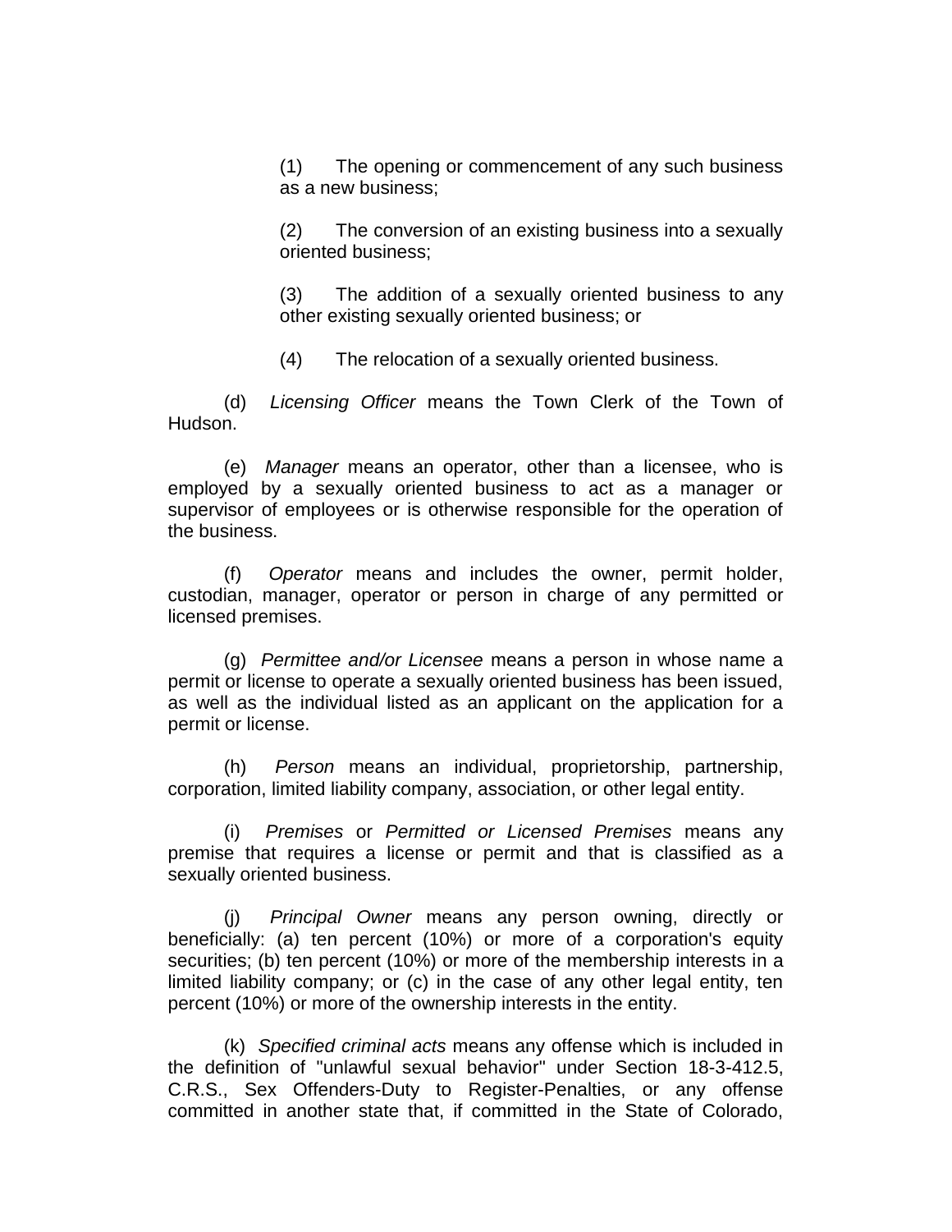(1) The opening or commencement of any such business as a new business;

(2) The conversion of an existing business into a sexually oriented business;

(3) The addition of a sexually oriented business to any other existing sexually oriented business; or

(4) The relocation of a sexually oriented business.

(d) *Licensing Officer* means the Town Clerk of the Town of Hudson.

(e) *Manager* means an operator, other than a licensee, who is employed by a sexually oriented business to act as a manager or supervisor of employees or is otherwise responsible for the operation of the business.

(f) *Operator* means and includes the owner, permit holder, custodian, manager, operator or person in charge of any permitted or licensed premises.

(g) *Permittee and/or Licensee* means a person in whose name a permit or license to operate a sexually oriented business has been issued, as well as the individual listed as an applicant on the application for a permit or license.

(h) *Person* means an individual, proprietorship, partnership, corporation, limited liability company, association, or other legal entity.

(i) *Premises* or *Permitted or Licensed Premises* means any premise that requires a license or permit and that is classified as a sexually oriented business.

(j) *Principal Owner* means any person owning, directly or beneficially: (a) ten percent (10%) or more of a corporation's equity securities; (b) ten percent (10%) or more of the membership interests in a limited liability company; or (c) in the case of any other legal entity, ten percent (10%) or more of the ownership interests in the entity.

(k) *Specified criminal acts* means any offense which is included in the definition of "unlawful sexual behavior" under Section 18-3-412.5, C.R.S., Sex Offenders-Duty to Register-Penalties, or any offense committed in another state that, if committed in the State of Colorado,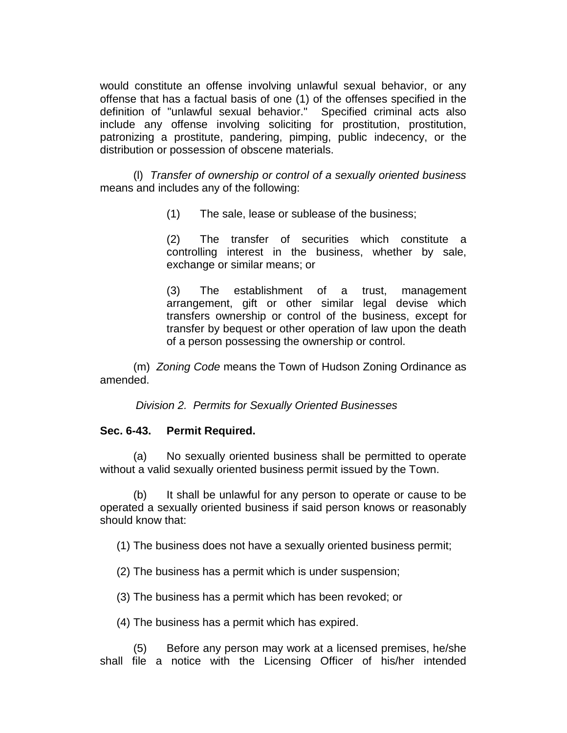would constitute an offense involving unlawful sexual behavior, or any offense that has a factual basis of one (1) of the offenses specified in the definition of "unlawful sexual behavior." Specified criminal acts also include any offense involving soliciting for prostitution, prostitution, patronizing a prostitute, pandering, pimping, public indecency, or the distribution or possession of obscene materials.

(l) *Transfer of ownership or control of a sexually oriented business* means and includes any of the following:

(1) The sale, lease or sublease of the business;

(2) The transfer of securities which constitute a controlling interest in the business, whether by sale, exchange or similar means; or

(3) The establishment of a trust, management arrangement, gift or other similar legal devise which transfers ownership or control of the business, except for transfer by bequest or other operation of law upon the death of a person possessing the ownership or control.

(m) *Zoning Code* means the Town of Hudson Zoning Ordinance as amended.

*Division 2. Permits for Sexually Oriented Businesses*

**Sec. 6-43. Permit Required.**

(a) No sexually oriented business shall be permitted to operate without a valid sexually oriented business permit issued by the Town.

(b) It shall be unlawful for any person to operate or cause to be operated a sexually oriented business if said person knows or reasonably should know that:

(1) The business does not have a sexually oriented business permit;

(2) The business has a permit which is under suspension;

(3) The business has a permit which has been revoked; or

(4) The business has a permit which has expired.

(5) Before any person may work at a licensed premises, he/she shall file a notice with the Licensing Officer of his/her intended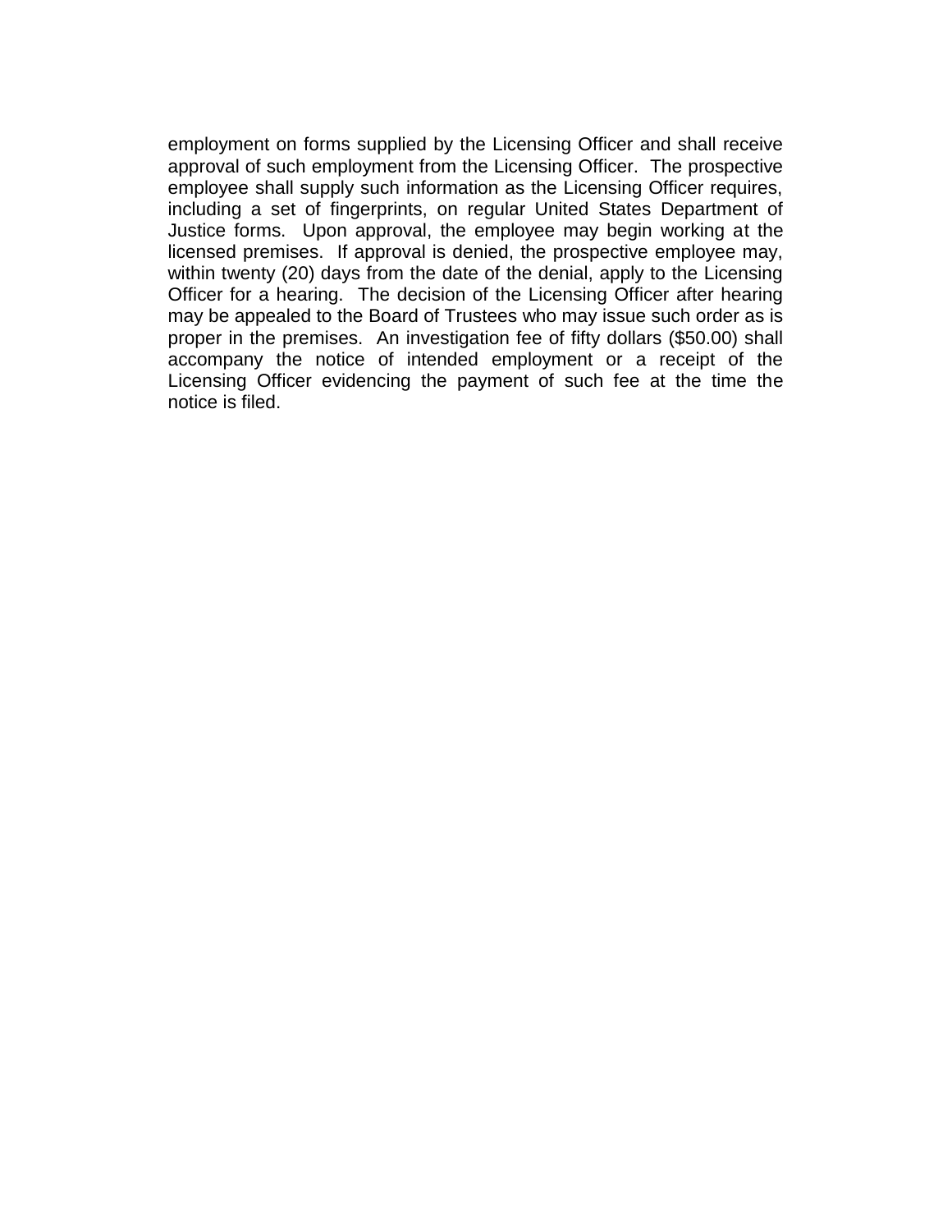employment on forms supplied by the Licensing Officer and shall receive approval of such employment from the Licensing Officer. The prospective employee shall supply such information as the Licensing Officer requires, including a set of fingerprints, on regular United States Department of Justice forms. Upon approval, the employee may begin working at the licensed premises. If approval is denied, the prospective employee may, within twenty (20) days from the date of the denial, apply to the Licensing Officer for a hearing. The decision of the Licensing Officer after hearing may be appealed to the Board of Trustees who may issue such order as is proper in the premises. An investigation fee of fifty dollars ($50.00) shall accompany the notice of intended employment or a receipt of the Licensing Officer evidencing the payment of such fee at the time the notice is filed.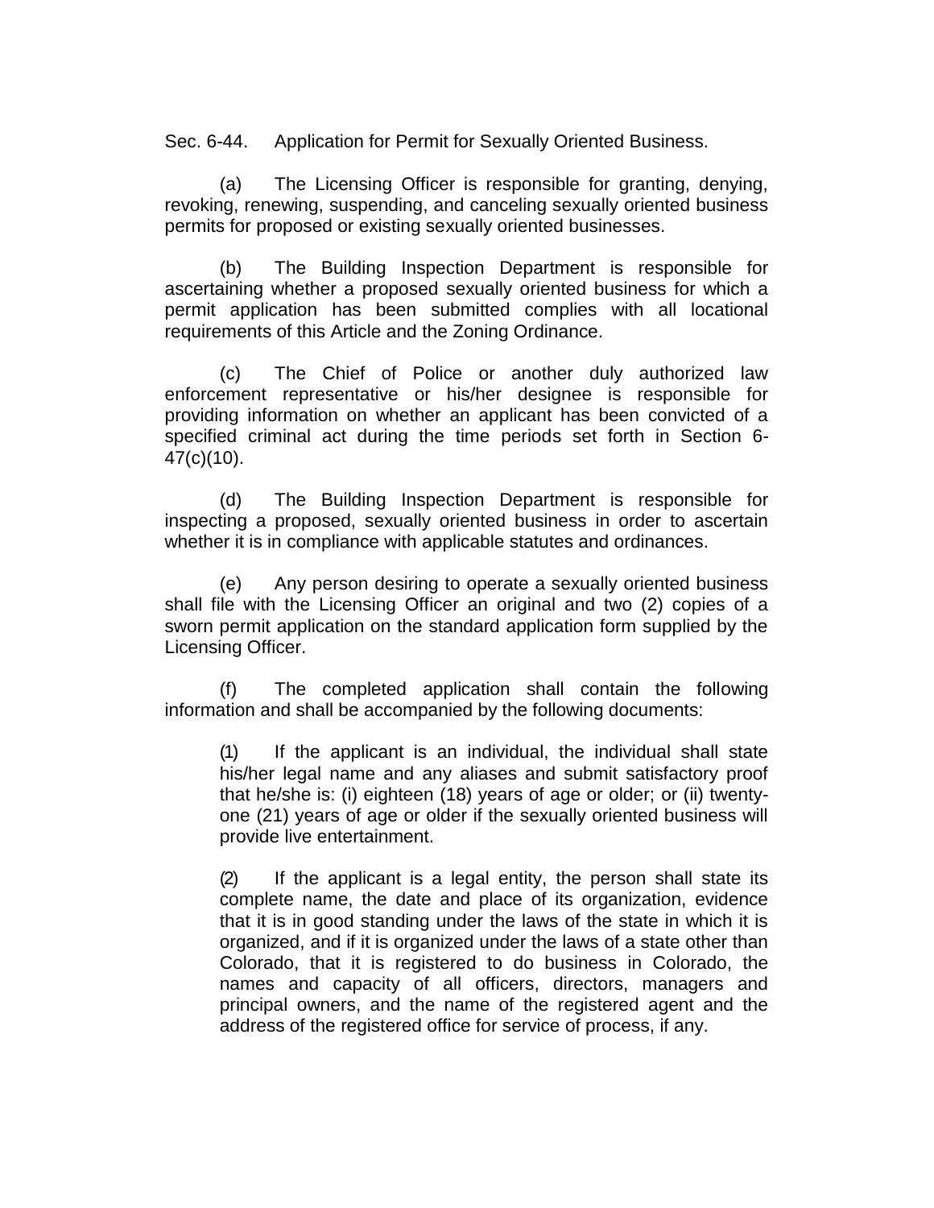Sec. 6-44. Application for Permit for Sexually Oriented Business.

(a) The Licensing Officer is responsible for granting, denying, revoking, renewing, suspending, and canceling sexually oriented business permits for proposed or existing sexually oriented businesses.

(b) The Building Inspection Department is responsible for ascertaining whether a proposed sexually oriented business for which a permit application has been submitted complies with all locational requirements of this Article and the Zoning Ordinance.

(c) The Chief of Police or another duly authorized law enforcement representative or his/her designee is responsible for providing information on whether an applicant has been convicted of a specified criminal act during the time periods set forth in Section 6-47(c)(10).

(d) The Building Inspection Department is responsible for inspecting a proposed, sexually oriented business in order to ascertain whether it is in compliance with applicable statutes and ordinances.

(e) Any person desiring to operate a sexually oriented business shall file with the Licensing Officer an original and two (2) copies of a sworn permit application on the standard application form supplied by the Licensing Officer.

(f) The completed application shall contain the following information and shall be accompanied by the following documents:

> (1) If the applicant is an individual, the individual shall state his/her legal name and any aliases and submit satisfactory proof that he/she is: (i) eighteen (18) years of age or older; or (ii) twenty-one (21) years of age or older if the sexually oriented business will provide live entertainment.
>
> (2) If the applicant is a legal entity, the person shall state its complete name, the date and place of its organization, evidence that it is in good standing under the laws of the state in which it is organized, and if it is organized under the laws of a state other than Colorado, that it is registered to do business in Colorado, the names and capacity of all officers, directors, managers and principal owners, and the name of the registered agent and the address of the registered office for service of process, if any.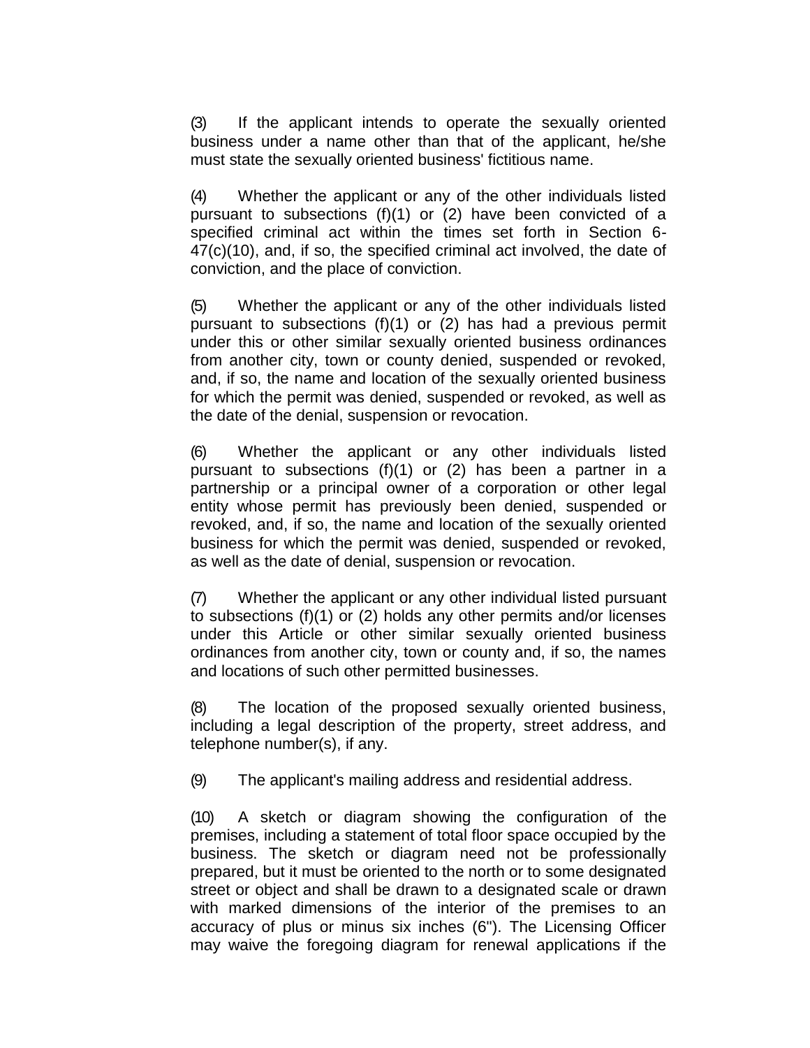(3) If the applicant intends to operate the sexually oriented business under a name other than that of the applicant, he/she must state the sexually oriented business' fictitious name.

(4) Whether the applicant or any of the other individuals listed pursuant to subsections (f)(1) or (2) have been convicted of a specified criminal act within the times set forth in Section 6-47(c)(10), and, if so, the specified criminal act involved, the date of conviction, and the place of conviction.

(5) Whether the applicant or any of the other individuals listed pursuant to subsections (f)(1) or (2) has had a previous permit under this or other similar sexually oriented business ordinances from another city, town or county denied, suspended or revoked, and, if so, the name and location of the sexually oriented business for which the permit was denied, suspended or revoked, as well as the date of the denial, suspension or revocation.

(6) Whether the applicant or any other individuals listed pursuant to subsections (f)(1) or (2) has been a partner in a partnership or a principal owner of a corporation or other legal entity whose permit has previously been denied, suspended or revoked, and, if so, the name and location of the sexually oriented business for which the permit was denied, suspended or revoked, as well as the date of denial, suspension or revocation.

(7) Whether the applicant or any other individual listed pursuant to subsections (f)(1) or (2) holds any other permits and/or licenses under this Article or other similar sexually oriented business ordinances from another city, town or county and, if so, the names and locations of such other permitted businesses.

(8) The location of the proposed sexually oriented business, including a legal description of the property, street address, and telephone number(s), if any.

(9) The applicant's mailing address and residential address.

(10) A sketch or diagram showing the configuration of the premises, including a statement of total floor space occupied by the business. The sketch or diagram need not be professionally prepared, but it must be oriented to the north or to some designated street or object and shall be drawn to a designated scale or drawn with marked dimensions of the interior of the premises to an accuracy of plus or minus six inches (6"). The Licensing Officer may waive the foregoing diagram for renewal applications if the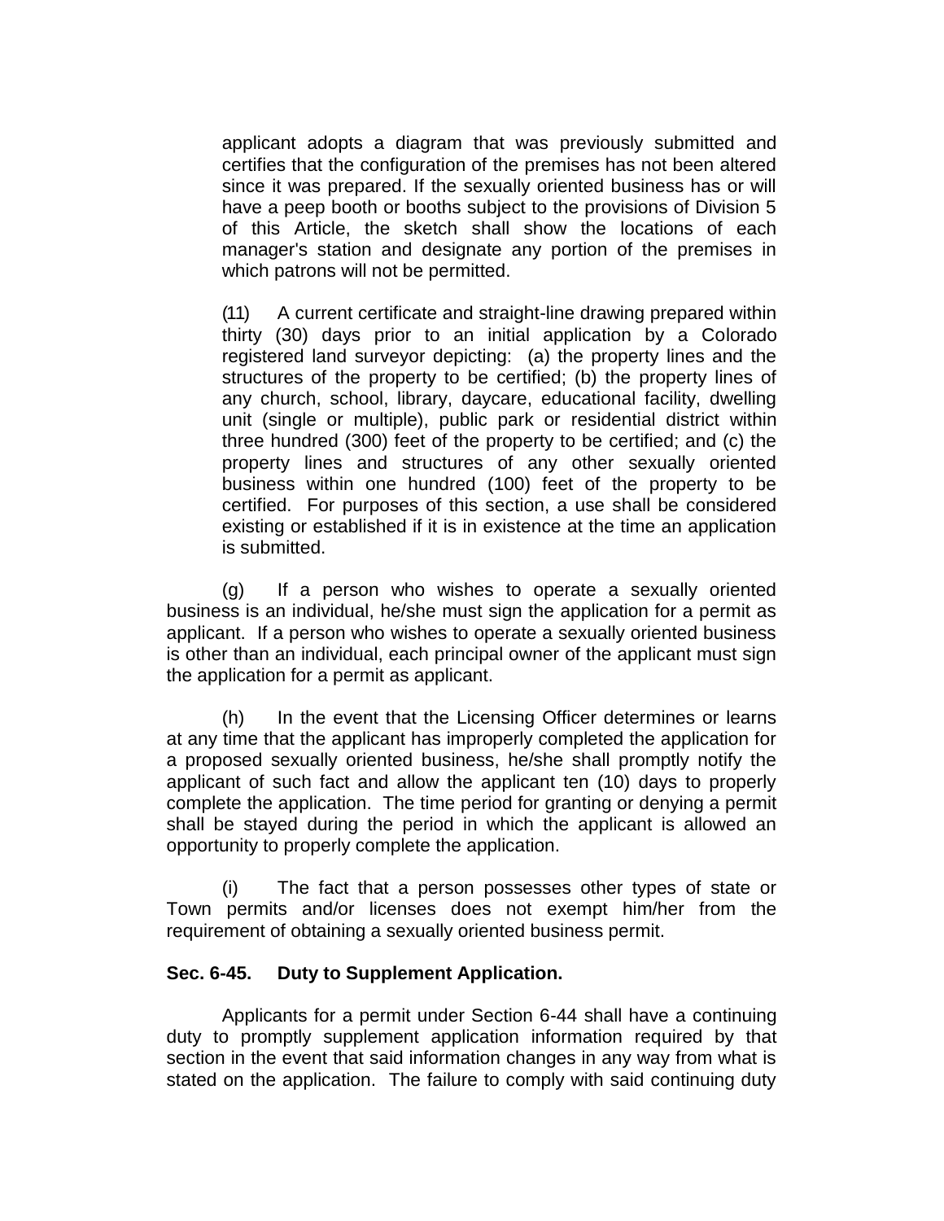applicant adopts a diagram that was previously submitted and certifies that the configuration of the premises has not been altered since it was prepared. If the sexually oriented business has or will have a peep booth or booths subject to the provisions of Division 5 of this Article, the sketch shall show the locations of each manager's station and designate any portion of the premises in which patrons will not be permitted.

(11) A current certificate and straight-line drawing prepared within thirty (30) days prior to an initial application by a Colorado registered land surveyor depicting: (a) the property lines and the structures of the property to be certified; (b) the property lines of any church, school, library, daycare, educational facility, dwelling unit (single or multiple), public park or residential district within three hundred (300) feet of the property to be certified; and (c) the property lines and structures of any other sexually oriented business within one hundred (100) feet of the property to be certified. For purposes of this section, a use shall be considered existing or established if it is in existence at the time an application is submitted.

(g) If a person who wishes to operate a sexually oriented business is an individual, he/she must sign the application for a permit as applicant. If a person who wishes to operate a sexually oriented business is other than an individual, each principal owner of the applicant must sign the application for a permit as applicant.

(h) In the event that the Licensing Officer determines or learns at any time that the applicant has improperly completed the application for a proposed sexually oriented business, he/she shall promptly notify the applicant of such fact and allow the applicant ten (10) days to properly complete the application. The time period for granting or denying a permit shall be stayed during the period in which the applicant is allowed an opportunity to properly complete the application.

(i) The fact that a person possesses other types of state or Town permits and/or licenses does not exempt him/her from the requirement of obtaining a sexually oriented business permit.

**Sec. 6-45. Duty to Supplement Application.**

Applicants for a permit under Section 6-44 shall have a continuing duty to promptly supplement application information required by that section in the event that said information changes in any way from what is stated on the application. The failure to comply with said continuing duty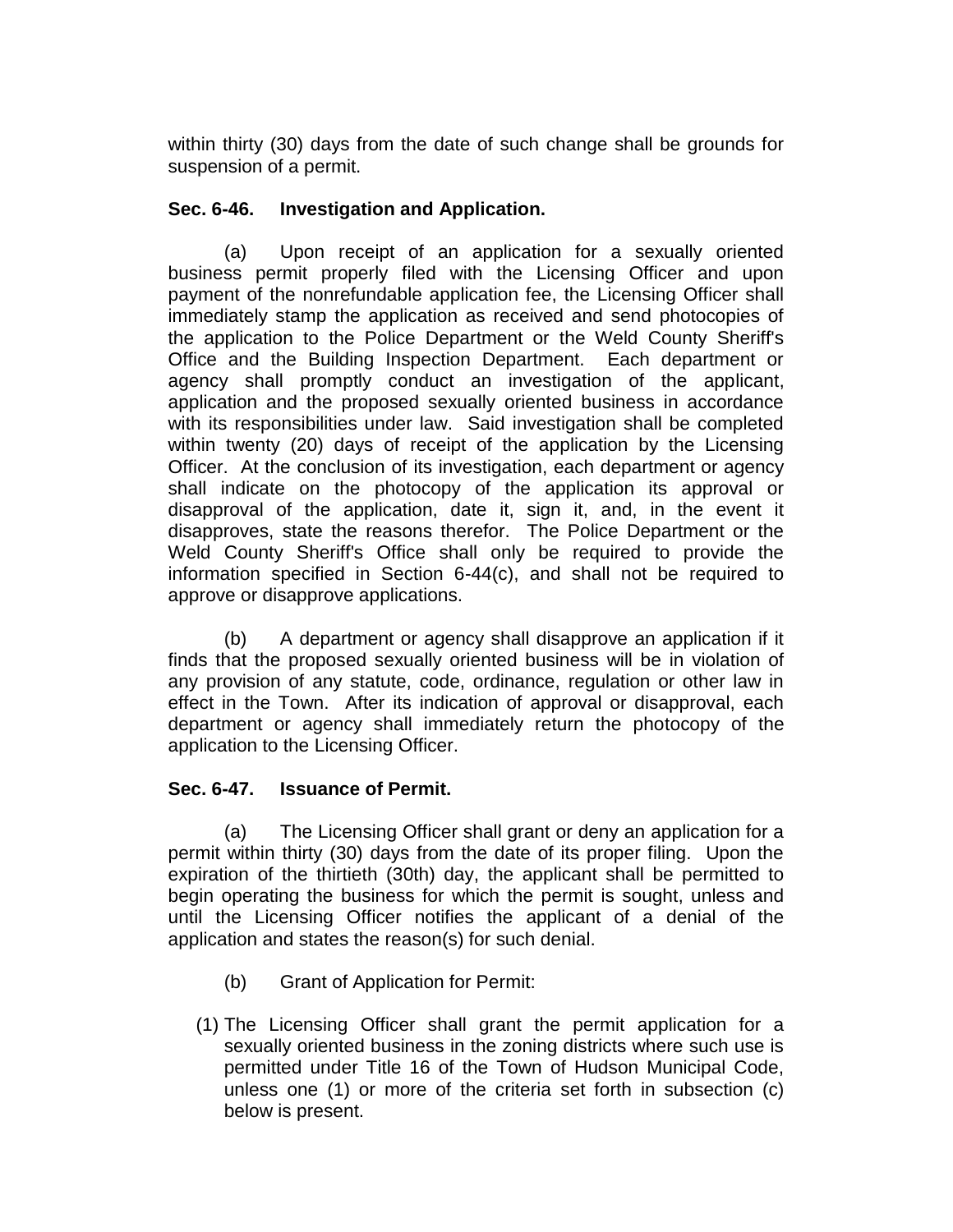within thirty (30) days from the date of such change shall be grounds for suspension of a permit.

**Sec. 6-46. Investigation and Application.**

(a) Upon receipt of an application for a sexually oriented business permit properly filed with the Licensing Officer and upon payment of the nonrefundable application fee, the Licensing Officer shall immediately stamp the application as received and send photocopies of the application to the Police Department or the Weld County Sheriff's Office and the Building Inspection Department. Each department or agency shall promptly conduct an investigation of the applicant, application and the proposed sexually oriented business in accordance with its responsibilities under law. Said investigation shall be completed within twenty (20) days of receipt of the application by the Licensing Officer. At the conclusion of its investigation, each department or agency shall indicate on the photocopy of the application its approval or disapproval of the application, date it, sign it, and, in the event it disapproves, state the reasons therefor. The Police Department or the Weld County Sheriff's Office shall only be required to provide the information specified in Section 6-44(c), and shall not be required to approve or disapprove applications.

(b) A department or agency shall disapprove an application if it finds that the proposed sexually oriented business will be in violation of any provision of any statute, code, ordinance, regulation or other law in effect in the Town. After its indication of approval or disapproval, each department or agency shall immediately return the photocopy of the application to the Licensing Officer.

**Sec. 6-47. Issuance of Permit.**

(a) The Licensing Officer shall grant or deny an application for a permit within thirty (30) days from the date of its proper filing. Upon the expiration of the thirtieth (30th) day, the applicant shall be permitted to begin operating the business for which the permit is sought, unless and until the Licensing Officer notifies the applicant of a denial of the application and states the reason(s) for such denial.

(b) Grant of Application for Permit:

(1) The Licensing Officer shall grant the permit application for a sexually oriented business in the zoning districts where such use is permitted under Title 16 of the Town of Hudson Municipal Code, unless one (1) or more of the criteria set forth in subsection (c) below is present.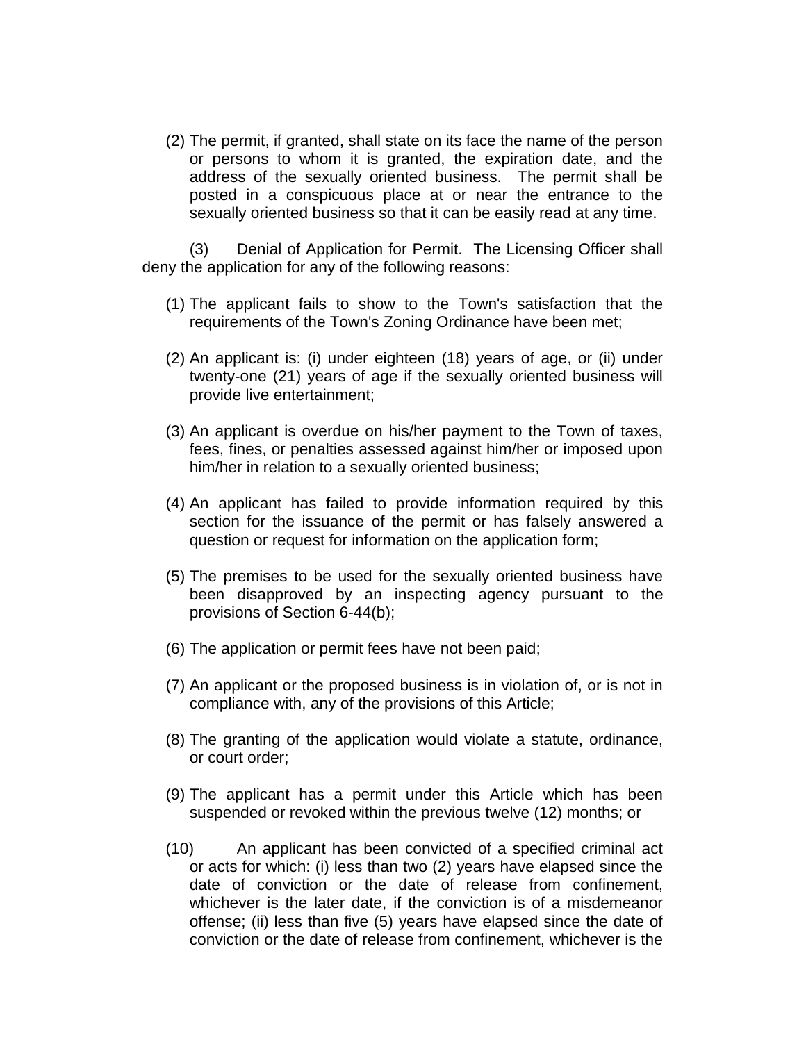(2) The permit, if granted, shall state on its face the name of the person or persons to whom it is granted, the expiration date, and the address of the sexually oriented business. The permit shall be posted in a conspicuous place at or near the entrance to the sexually oriented business so that it can be easily read at any time.

(3) Denial of Application for Permit. The Licensing Officer shall deny the application for any of the following reasons:

(1) The applicant fails to show to the Town's satisfaction that the requirements of the Town's Zoning Ordinance have been met;

(2) An applicant is: (i) under eighteen (18) years of age, or (ii) under twenty-one (21) years of age if the sexually oriented business will provide live entertainment;

(3) An applicant is overdue on his/her payment to the Town of taxes, fees, fines, or penalties assessed against him/her or imposed upon him/her in relation to a sexually oriented business;

(4) An applicant has failed to provide information required by this section for the issuance of the permit or has falsely answered a question or request for information on the application form;

(5) The premises to be used for the sexually oriented business have been disapproved by an inspecting agency pursuant to the provisions of Section 6-44(b);

(6) The application or permit fees have not been paid;

(7) An applicant or the proposed business is in violation of, or is not in compliance with, any of the provisions of this Article;

(8) The granting of the application would violate a statute, ordinance, or court order;

(9) The applicant has a permit under this Article which has been suspended or revoked within the previous twelve (12) months; or

(10) An applicant has been convicted of a specified criminal act or acts for which: (i) less than two (2) years have elapsed since the date of conviction or the date of release from confinement, whichever is the later date, if the conviction is of a misdemeanor offense; (ii) less than five (5) years have elapsed since the date of conviction or the date of release from confinement, whichever is the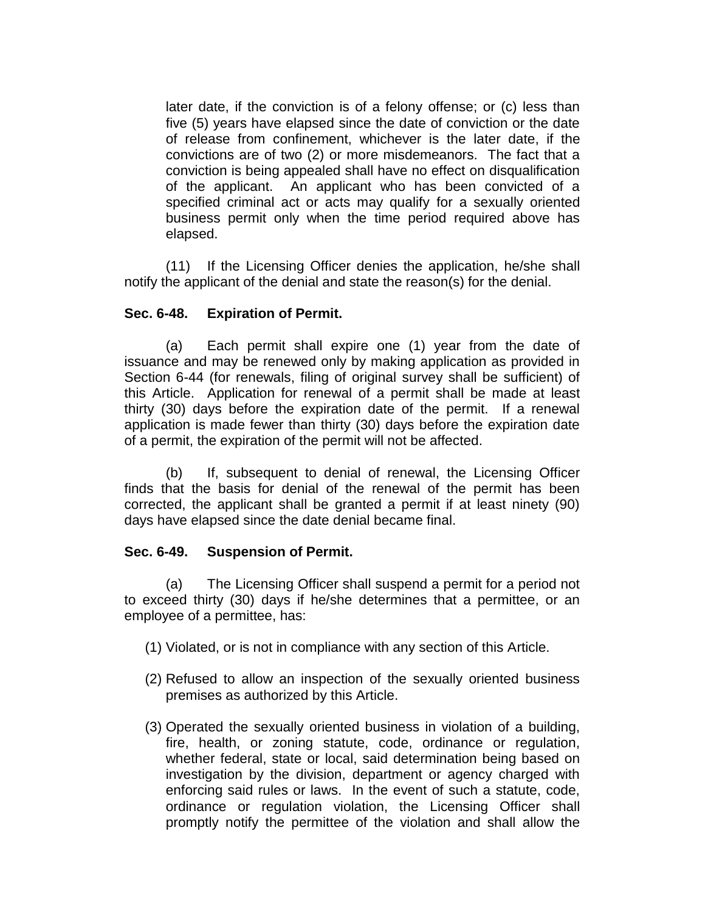later date, if the conviction is of a felony offense; or (c) less than five (5) years have elapsed since the date of conviction or the date of release from confinement, whichever is the later date, if the convictions are of two (2) or more misdemeanors. The fact that a conviction is being appealed shall have no effect on disqualification of the applicant. An applicant who has been convicted of a specified criminal act or acts may qualify for a sexually oriented business permit only when the time period required above has elapsed.

(11) If the Licensing Officer denies the application, he/she shall notify the applicant of the denial and state the reason(s) for the denial.

**Sec. 6-48. Expiration of Permit.**

(a) Each permit shall expire one (1) year from the date of issuance and may be renewed only by making application as provided in Section 6-44 (for renewals, filing of original survey shall be sufficient) of this Article. Application for renewal of a permit shall be made at least thirty (30) days before the expiration date of the permit. If a renewal application is made fewer than thirty (30) days before the expiration date of a permit, the expiration of the permit will not be affected.

(b) If, subsequent to denial of renewal, the Licensing Officer finds that the basis for denial of the renewal of the permit has been corrected, the applicant shall be granted a permit if at least ninety (90) days have elapsed since the date denial became final.

**Sec. 6-49. Suspension of Permit.**

(a) The Licensing Officer shall suspend a permit for a period not to exceed thirty (30) days if he/she determines that a permittee, or an employee of a permittee, has:

(1) Violated, or is not in compliance with any section of this Article.

(2) Refused to allow an inspection of the sexually oriented business premises as authorized by this Article.

(3) Operated the sexually oriented business in violation of a building, fire, health, or zoning statute, code, ordinance or regulation, whether federal, state or local, said determination being based on investigation by the division, department or agency charged with enforcing said rules or laws. In the event of such a statute, code, ordinance or regulation violation, the Licensing Officer shall promptly notify the permittee of the violation and shall allow the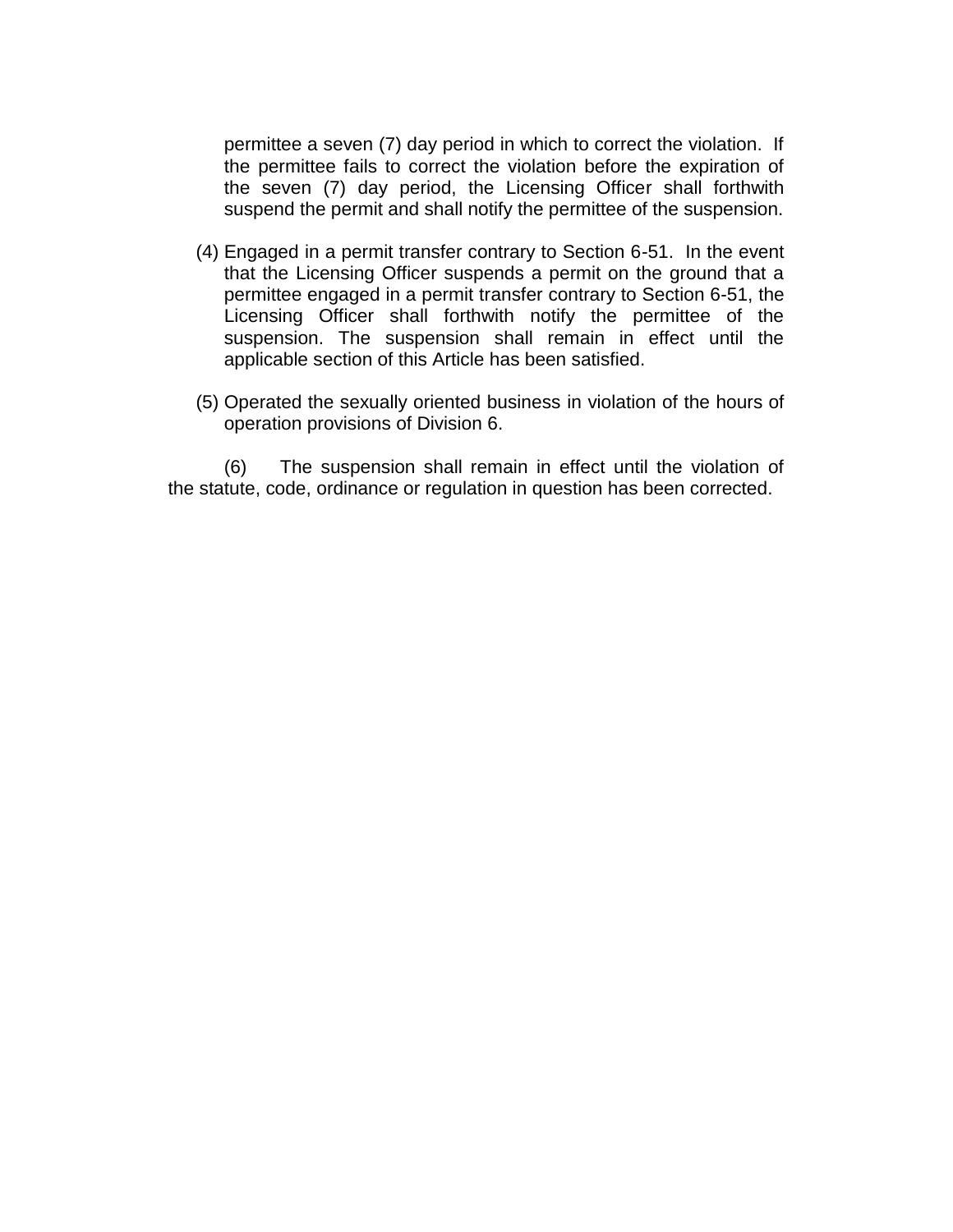permittee a seven (7) day period in which to correct the violation. If the permittee fails to correct the violation before the expiration of the seven (7) day period, the Licensing Officer shall forthwith suspend the permit and shall notify the permittee of the suspension.

(4) Engaged in a permit transfer contrary to Section 6-51. In the event that the Licensing Officer suspends a permit on the ground that a permittee engaged in a permit transfer contrary to Section 6-51, the Licensing Officer shall forthwith notify the permittee of the suspension. The suspension shall remain in effect until the applicable section of this Article has been satisfied.

(5) Operated the sexually oriented business in violation of the hours of operation provisions of Division 6.

(6) The suspension shall remain in effect until the violation of the statute, code, ordinance or regulation in question has been corrected.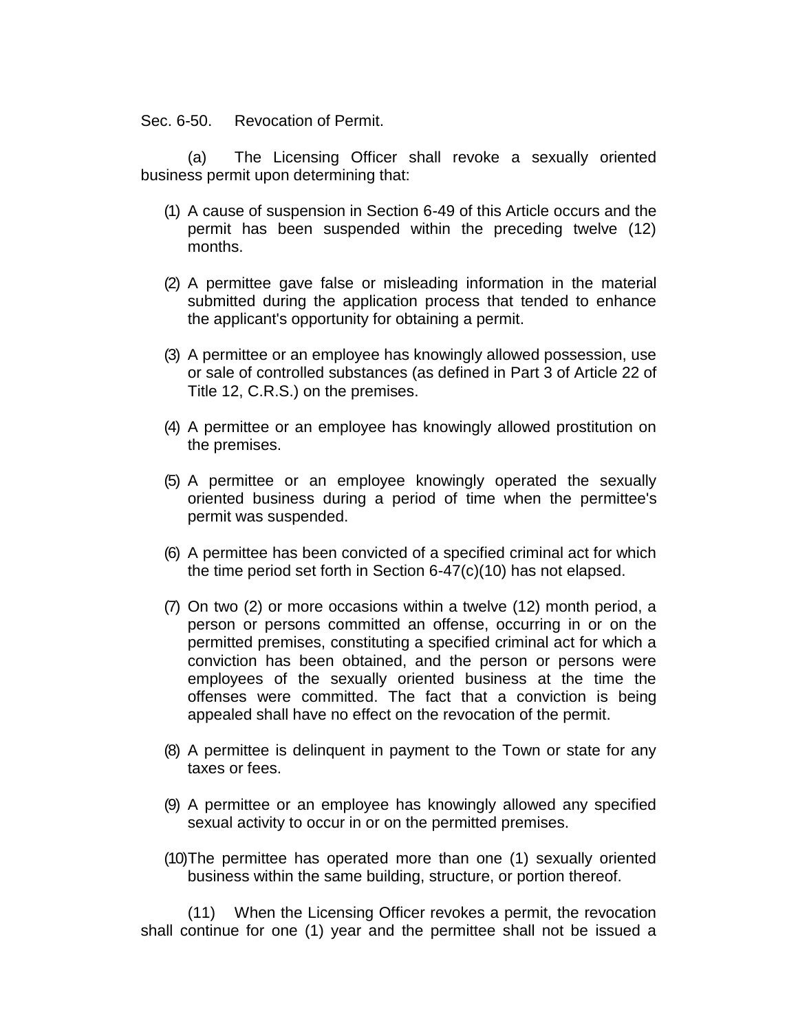Sec. 6-50. Revocation of Permit.

(a) The Licensing Officer shall revoke a sexually oriented business permit upon determining that:

(1) A cause of suspension in Section 6-49 of this Article occurs and the permit has been suspended within the preceding twelve (12) months.

(2) A permittee gave false or misleading information in the material submitted during the application process that tended to enhance the applicant's opportunity for obtaining a permit.

(3) A permittee or an employee has knowingly allowed possession, use or sale of controlled substances (as defined in Part 3 of Article 22 of Title 12, C.R.S.) on the premises.

(4) A permittee or an employee has knowingly allowed prostitution on the premises.

(5) A permittee or an employee knowingly operated the sexually oriented business during a period of time when the permittee's permit was suspended.

(6) A permittee has been convicted of a specified criminal act for which the time period set forth in Section 6-47(c)(10) has not elapsed.

(7) On two (2) or more occasions within a twelve (12) month period, a person or persons committed an offense, occurring in or on the permitted premises, constituting a specified criminal act for which a conviction has been obtained, and the person or persons were employees of the sexually oriented business at the time the offenses were committed. The fact that a conviction is being appealed shall have no effect on the revocation of the permit.

(8) A permittee is delinquent in payment to the Town or state for any taxes or fees.

(9) A permittee or an employee has knowingly allowed any specified sexual activity to occur in or on the permitted premises.

(10) The permittee has operated more than one (1) sexually oriented business within the same building, structure, or portion thereof.

(11) When the Licensing Officer revokes a permit, the revocation shall continue for one (1) year and the permittee shall not be issued a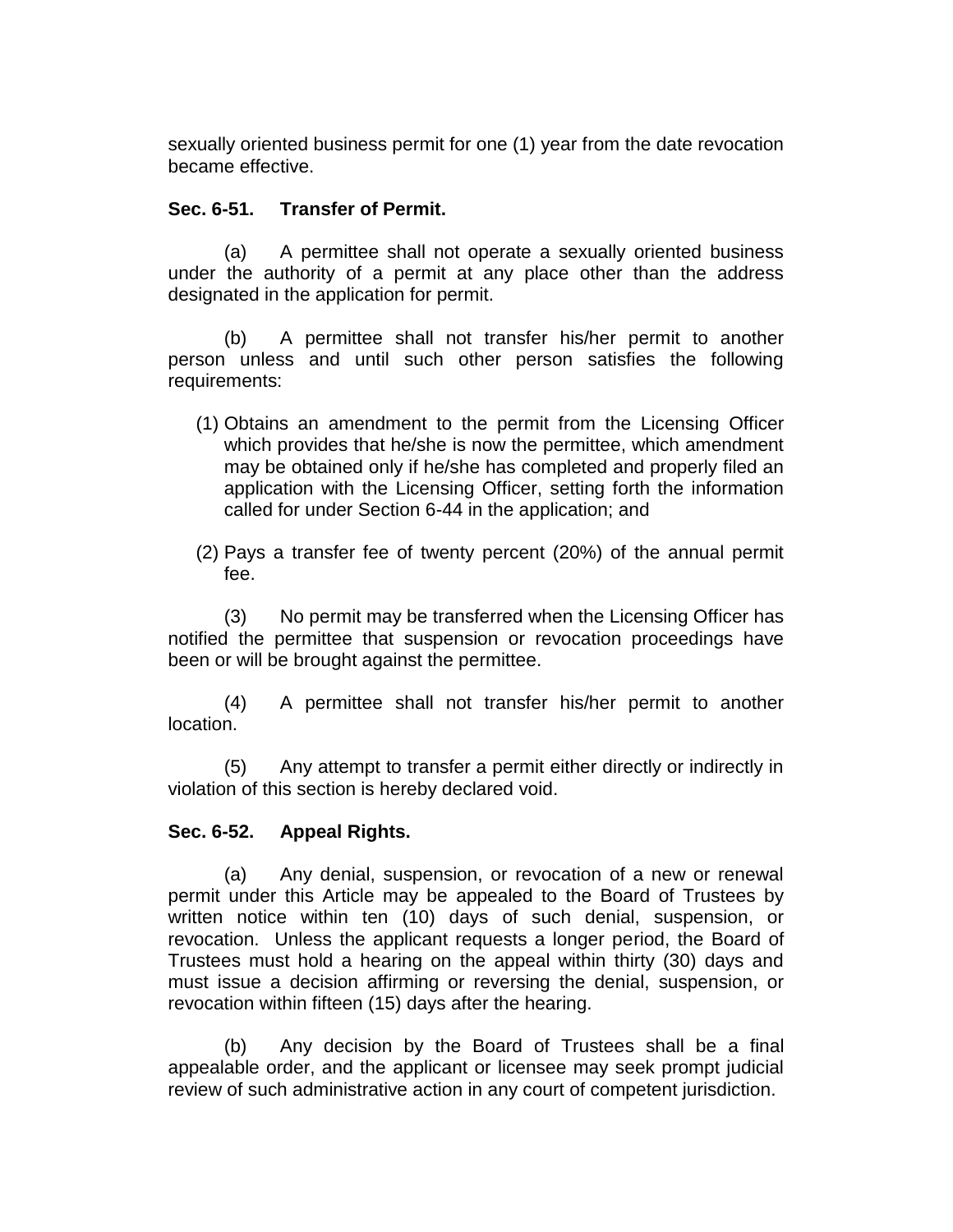sexually oriented business permit for one (1) year from the date revocation became effective.

**Sec. 6-51. Transfer of Permit.**

(a) A permittee shall not operate a sexually oriented business under the authority of a permit at any place other than the address designated in the application for permit.

(b) A permittee shall not transfer his/her permit to another person unless and until such other person satisfies the following requirements:

(1) Obtains an amendment to the permit from the Licensing Officer which provides that he/she is now the permittee, which amendment may be obtained only if he/she has completed and properly filed an application with the Licensing Officer, setting forth the information called for under Section 6-44 in the application; and

(2) Pays a transfer fee of twenty percent (20%) of the annual permit fee.

(3) No permit may be transferred when the Licensing Officer has notified the permittee that suspension or revocation proceedings have been or will be brought against the permittee.

(4) A permittee shall not transfer his/her permit to another location.

(5) Any attempt to transfer a permit either directly or indirectly in violation of this section is hereby declared void.

**Sec. 6-52. Appeal Rights.**

(a) Any denial, suspension, or revocation of a new or renewal permit under this Article may be appealed to the Board of Trustees by written notice within ten (10) days of such denial, suspension, or revocation. Unless the applicant requests a longer period, the Board of Trustees must hold a hearing on the appeal within thirty (30) days and must issue a decision affirming or reversing the denial, suspension, or revocation within fifteen (15) days after the hearing.

(b) Any decision by the Board of Trustees shall be a final appealable order, and the applicant or licensee may seek prompt judicial review of such administrative action in any court of competent jurisdiction.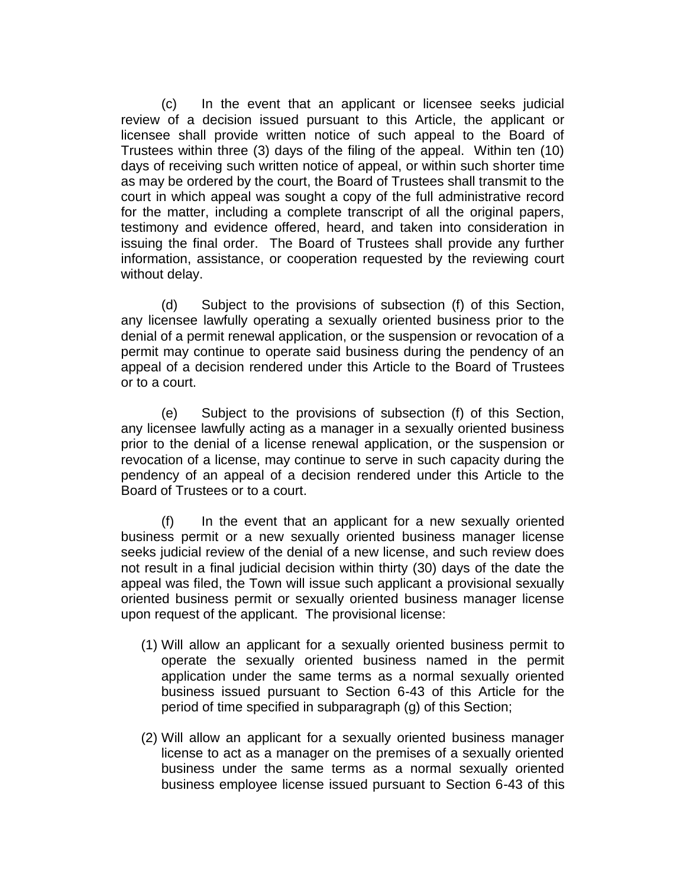(c) In the event that an applicant or licensee seeks judicial review of a decision issued pursuant to this Article, the applicant or licensee shall provide written notice of such appeal to the Board of Trustees within three (3) days of the filing of the appeal. Within ten (10) days of receiving such written notice of appeal, or within such shorter time as may be ordered by the court, the Board of Trustees shall transmit to the court in which appeal was sought a copy of the full administrative record for the matter, including a complete transcript of all the original papers, testimony and evidence offered, heard, and taken into consideration in issuing the final order. The Board of Trustees shall provide any further information, assistance, or cooperation requested by the reviewing court without delay.

(d) Subject to the provisions of subsection (f) of this Section, any licensee lawfully operating a sexually oriented business prior to the denial of a permit renewal application, or the suspension or revocation of a permit may continue to operate said business during the pendency of an appeal of a decision rendered under this Article to the Board of Trustees or to a court.

(e) Subject to the provisions of subsection (f) of this Section, any licensee lawfully acting as a manager in a sexually oriented business prior to the denial of a license renewal application, or the suspension or revocation of a license, may continue to serve in such capacity during the pendency of an appeal of a decision rendered under this Article to the Board of Trustees or to a court.

(f) In the event that an applicant for a new sexually oriented business permit or a new sexually oriented business manager license seeks judicial review of the denial of a new license, and such review does not result in a final judicial decision within thirty (30) days of the date the appeal was filed, the Town will issue such applicant a provisional sexually oriented business permit or sexually oriented business manager license upon request of the applicant. The provisional license:

(1) Will allow an applicant for a sexually oriented business permit to operate the sexually oriented business named in the permit application under the same terms as a normal sexually oriented business issued pursuant to Section 6-43 of this Article for the period of time specified in subparagraph (g) of this Section;

(2) Will allow an applicant for a sexually oriented business manager license to act as a manager on the premises of a sexually oriented business under the same terms as a normal sexually oriented business employee license issued pursuant to Section 6-43 of this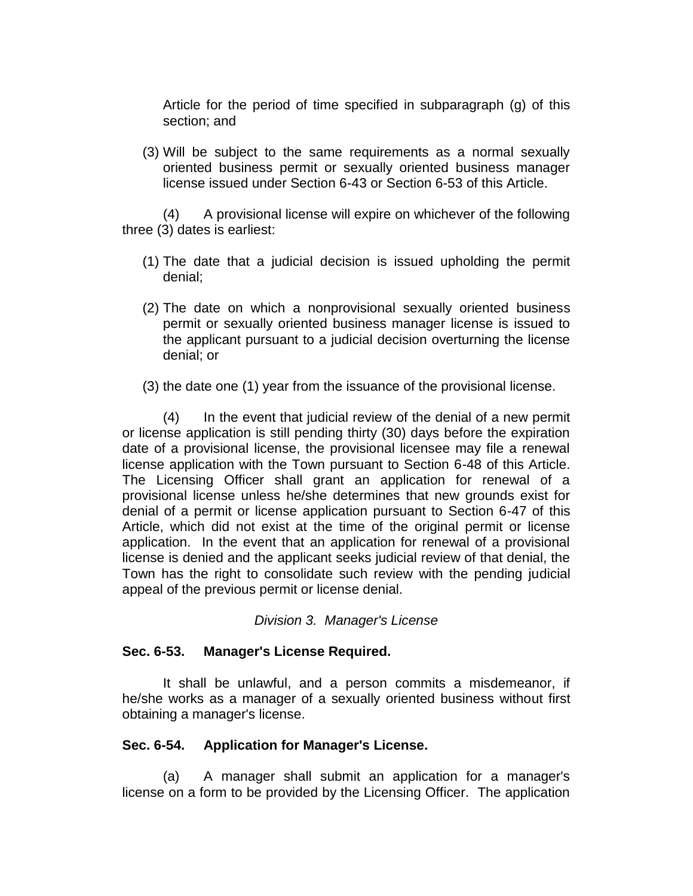Article for the period of time specified in subparagraph (g) of this section; and

(3) Will be subject to the same requirements as a normal sexually oriented business permit or sexually oriented business manager license issued under Section 6-43 or Section 6-53 of this Article.

(4) A provisional license will expire on whichever of the following three (3) dates is earliest:

(1) The date that a judicial decision is issued upholding the permit denial;

(2) The date on which a nonprovisional sexually oriented business permit or sexually oriented business manager license is issued to the applicant pursuant to a judicial decision overturning the license denial; or

(3) the date one (1) year from the issuance of the provisional license.

(4) In the event that judicial review of the denial of a new permit or license application is still pending thirty (30) days before the expiration date of a provisional license, the provisional licensee may file a renewal license application with the Town pursuant to Section 6-48 of this Article. The Licensing Officer shall grant an application for renewal of a provisional license unless he/she determines that new grounds exist for denial of a permit or license application pursuant to Section 6-47 of this Article, which did not exist at the time of the original permit or license application. In the event that an application for renewal of a provisional license is denied and the applicant seeks judicial review of that denial, the Town has the right to consolidate such review with the pending judicial appeal of the previous permit or license denial.

*Division 3. Manager's License*

**Sec. 6-53. Manager's License Required.**

It shall be unlawful, and a person commits a misdemeanor, if he/she works as a manager of a sexually oriented business without first obtaining a manager's license.

**Sec. 6-54. Application for Manager's License.**

(a) A manager shall submit an application for a manager's license on a form to be provided by the Licensing Officer. The application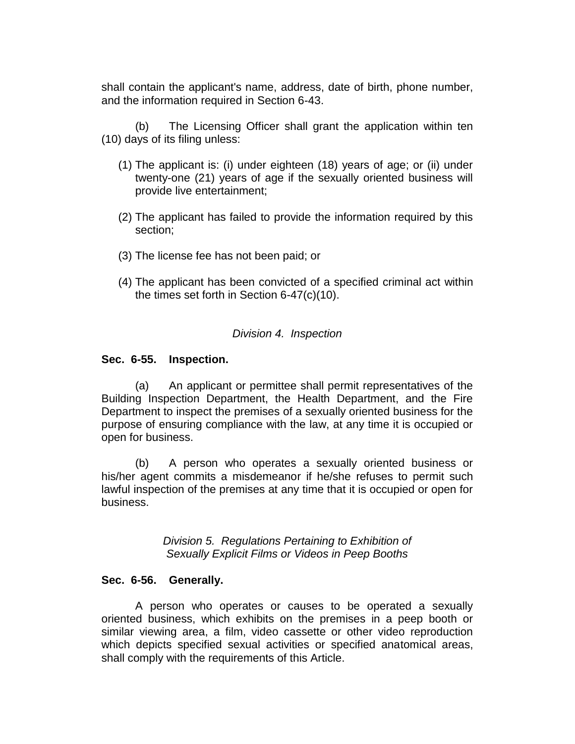shall contain the applicant's name, address, date of birth, phone number, and the information required in Section 6-43.

(b) The Licensing Officer shall grant the application within ten (10) days of its filing unless:

(1) The applicant is: (i) under eighteen (18) years of age; or (ii) under twenty-one (21) years of age if the sexually oriented business will provide live entertainment;

(2) The applicant has failed to provide the information required by this section;

(3) The license fee has not been paid; or

(4) The applicant has been convicted of a specified criminal act within the times set forth in Section 6-47(c)(10).

*Division 4. Inspection*

**Sec. 6-55. Inspection.**

(a) An applicant or permittee shall permit representatives of the Building Inspection Department, the Health Department, and the Fire Department to inspect the premises of a sexually oriented business for the purpose of ensuring compliance with the law, at any time it is occupied or open for business.

(b) A person who operates a sexually oriented business or his/her agent commits a misdemeanor if he/she refuses to permit such lawful inspection of the premises at any time that it is occupied or open for business.

*Division 5. Regulations Pertaining to Exhibition of Sexually Explicit Films or Videos in Peep Booths*

**Sec. 6-56. Generally.**

A person who operates or causes to be operated a sexually oriented business, which exhibits on the premises in a peep booth or similar viewing area, a film, video cassette or other video reproduction which depicts specified sexual activities or specified anatomical areas, shall comply with the requirements of this Article.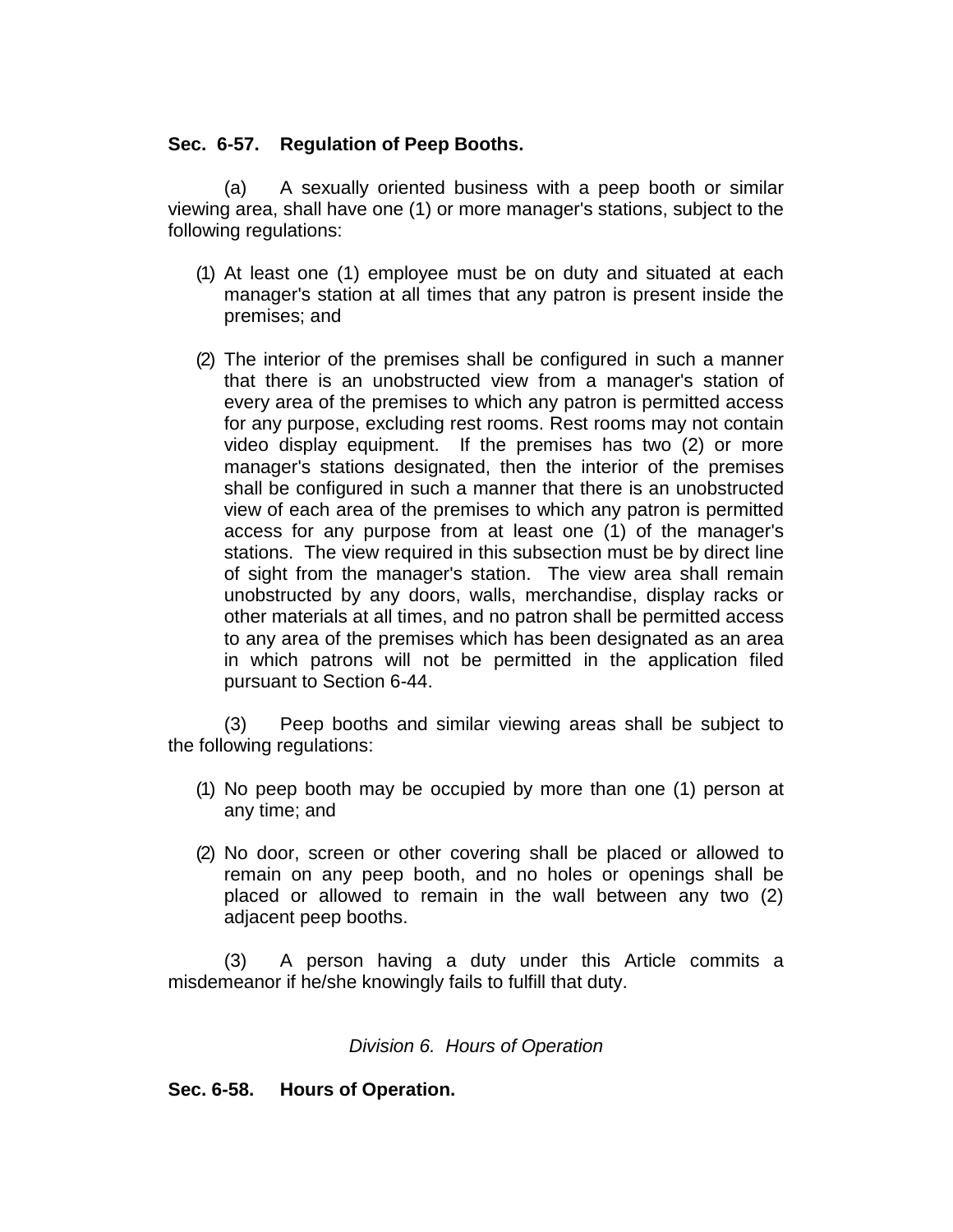**Sec. 6-57. Regulation of Peep Booths.**

(a) A sexually oriented business with a peep booth or similar viewing area, shall have one (1) or more manager's stations, subject to the following regulations:

(1) At least one (1) employee must be on duty and situated at each manager's station at all times that any patron is present inside the premises; and

(2) The interior of the premises shall be configured in such a manner that there is an unobstructed view from a manager's station of every area of the premises to which any patron is permitted access for any purpose, excluding rest rooms. Rest rooms may not contain video display equipment. If the premises has two (2) or more manager's stations designated, then the interior of the premises shall be configured in such a manner that there is an unobstructed view of each area of the premises to which any patron is permitted access for any purpose from at least one (1) of the manager's stations. The view required in this subsection must be by direct line of sight from the manager's station. The view area shall remain unobstructed by any doors, walls, merchandise, display racks or other materials at all times, and no patron shall be permitted access to any area of the premises which has been designated as an area in which patrons will not be permitted in the application filed pursuant to Section 6-44.

(3) Peep booths and similar viewing areas shall be subject to the following regulations:

(1) No peep booth may be occupied by more than one (1) person at any time; and

(2) No door, screen or other covering shall be placed or allowed to remain on any peep booth, and no holes or openings shall be placed or allowed to remain in the wall between any two (2) adjacent peep booths.

(3) A person having a duty under this Article commits a misdemeanor if he/she knowingly fails to fulfill that duty.

*Division 6. Hours of Operation*

**Sec. 6-58. Hours of Operation.**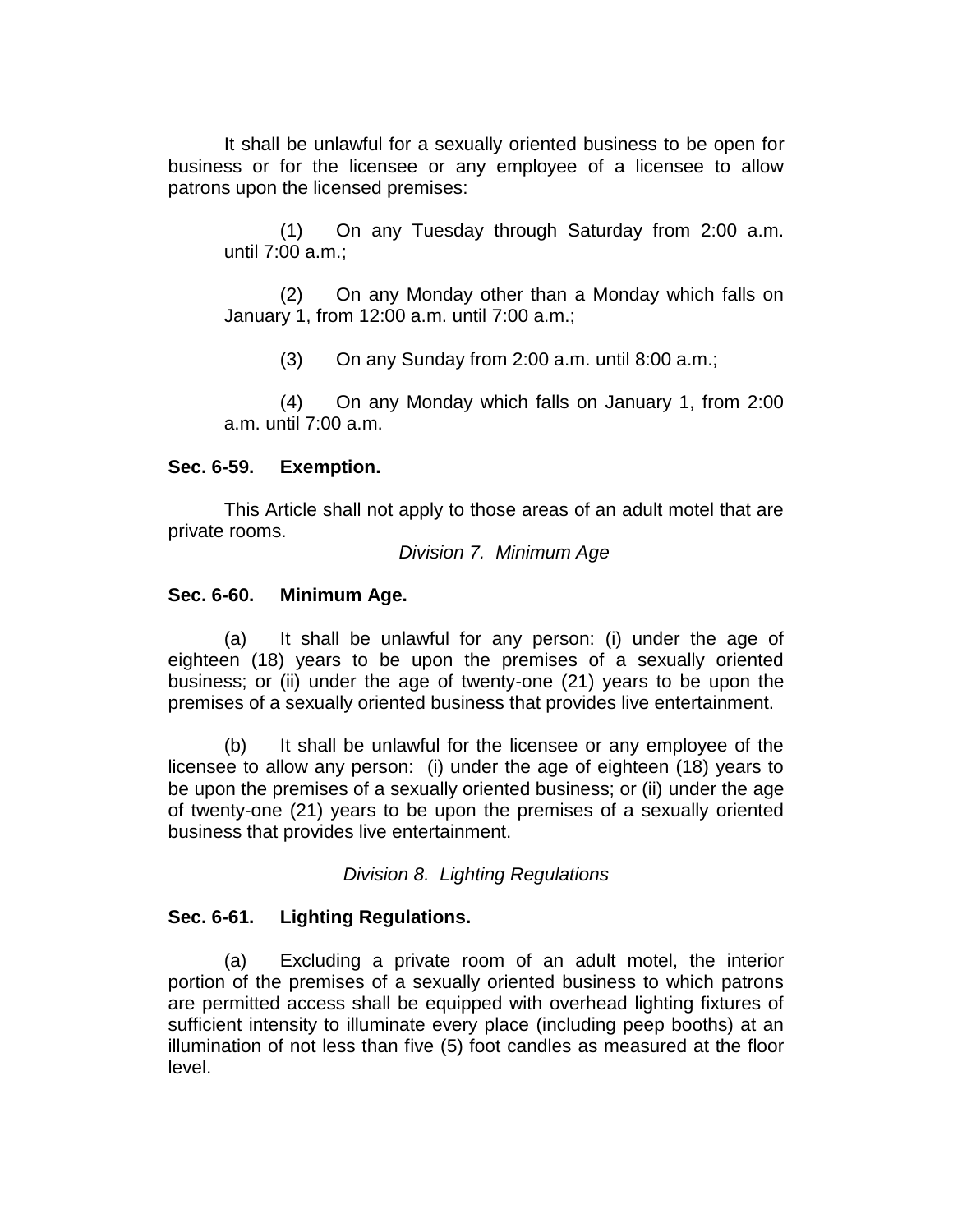It shall be unlawful for a sexually oriented business to be open for business or for the licensee or any employee of a licensee to allow patrons upon the licensed premises:

(1) On any Tuesday through Saturday from 2:00 a.m. until 7:00 a.m.;

(2) On any Monday other than a Monday which falls on January 1, from 12:00 a.m. until 7:00 a.m.;

(3) On any Sunday from 2:00 a.m. until 8:00 a.m.;

(4) On any Monday which falls on January 1, from 2:00 a.m. until 7:00 a.m.

**Sec. 6-59. Exemption.**

This Article shall not apply to those areas of an adult motel that are private rooms.

*Division 7. Minimum Age*

**Sec. 6-60. Minimum Age.**

(a) It shall be unlawful for any person: (i) under the age of eighteen (18) years to be upon the premises of a sexually oriented business; or (ii) under the age of twenty-one (21) years to be upon the premises of a sexually oriented business that provides live entertainment.

(b) It shall be unlawful for the licensee or any employee of the licensee to allow any person: (i) under the age of eighteen (18) years to be upon the premises of a sexually oriented business; or (ii) under the age of twenty-one (21) years to be upon the premises of a sexually oriented business that provides live entertainment.

*Division 8. Lighting Regulations*

**Sec. 6-61. Lighting Regulations.**

(a) Excluding a private room of an adult motel, the interior portion of the premises of a sexually oriented business to which patrons are permitted access shall be equipped with overhead lighting fixtures of sufficient intensity to illuminate every place (including peep booths) at an illumination of not less than five (5) foot candles as measured at the floor level.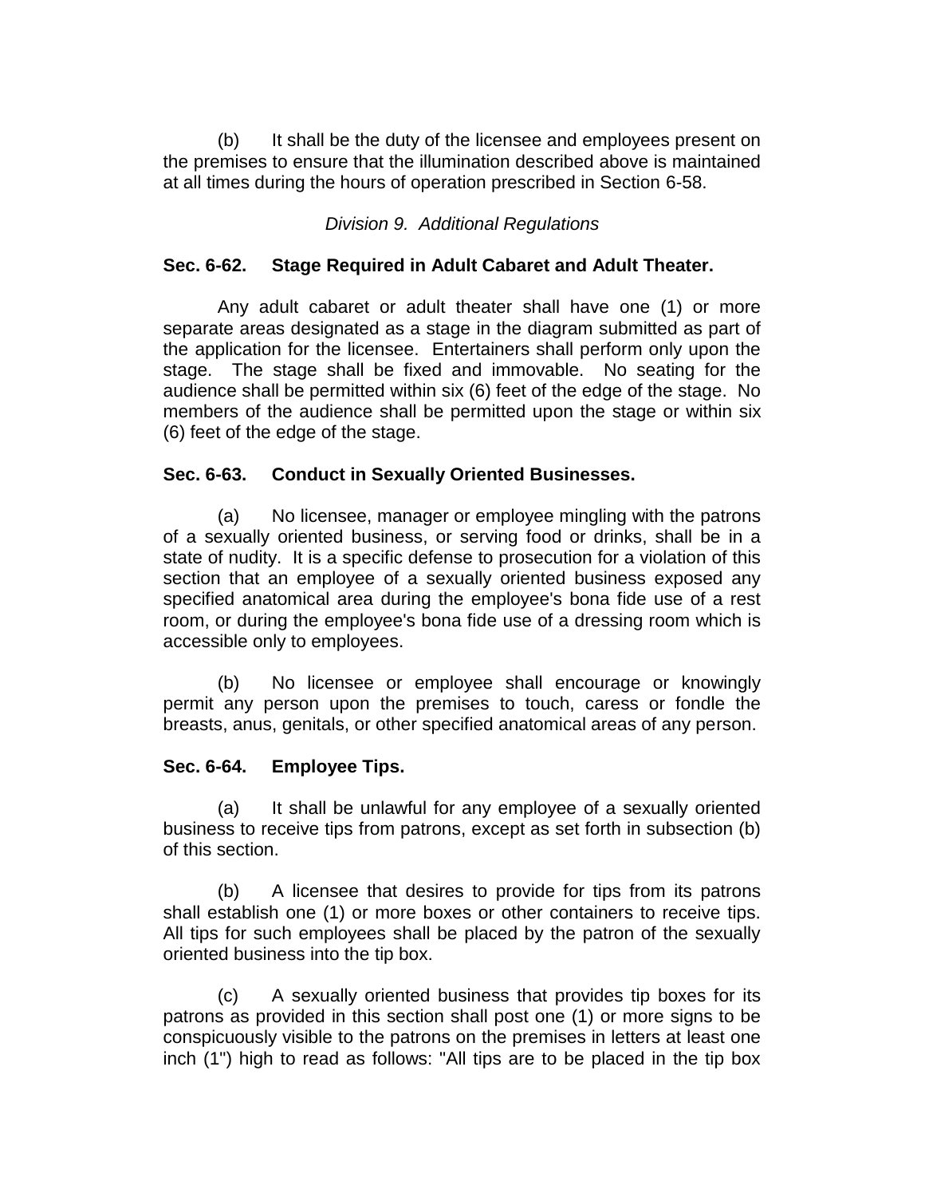(b) It shall be the duty of the licensee and employees present on the premises to ensure that the illumination described above is maintained at all times during the hours of operation prescribed in Section 6-58.

*Division 9. Additional Regulations*

**Sec. 6-62. Stage Required in Adult Cabaret and Adult Theater.**

Any adult cabaret or adult theater shall have one (1) or more separate areas designated as a stage in the diagram submitted as part of the application for the licensee. Entertainers shall perform only upon the stage. The stage shall be fixed and immovable. No seating for the audience shall be permitted within six (6) feet of the edge of the stage. No members of the audience shall be permitted upon the stage or within six (6) feet of the edge of the stage.

**Sec. 6-63. Conduct in Sexually Oriented Businesses.**

(a) No licensee, manager or employee mingling with the patrons of a sexually oriented business, or serving food or drinks, shall be in a state of nudity. It is a specific defense to prosecution for a violation of this section that an employee of a sexually oriented business exposed any specified anatomical area during the employee's bona fide use of a rest room, or during the employee's bona fide use of a dressing room which is accessible only to employees.

(b) No licensee or employee shall encourage or knowingly permit any person upon the premises to touch, caress or fondle the breasts, anus, genitals, or other specified anatomical areas of any person.

**Sec. 6-64. Employee Tips.**

(a) It shall be unlawful for any employee of a sexually oriented business to receive tips from patrons, except as set forth in subsection (b) of this section.

(b) A licensee that desires to provide for tips from its patrons shall establish one (1) or more boxes or other containers to receive tips. All tips for such employees shall be placed by the patron of the sexually oriented business into the tip box.

(c) A sexually oriented business that provides tip boxes for its patrons as provided in this section shall post one (1) or more signs to be conspicuously visible to the patrons on the premises in letters at least one inch (1") high to read as follows: "All tips are to be placed in the tip box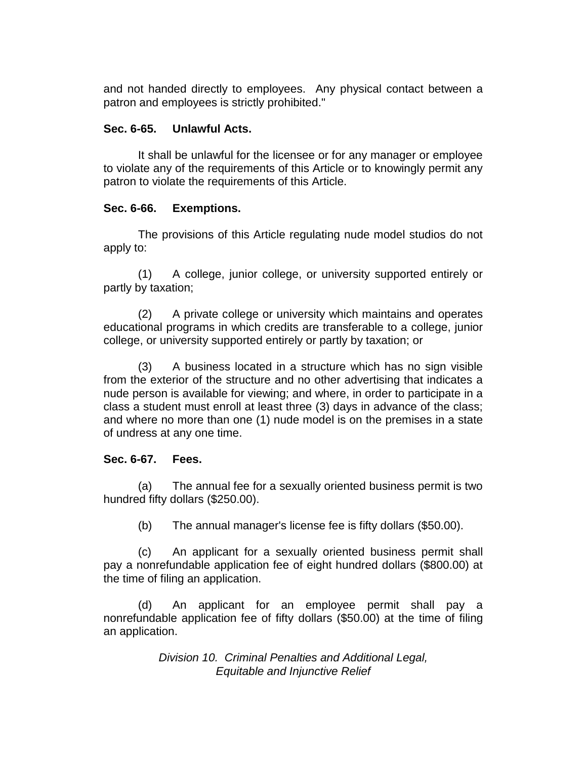and not handed directly to employees. Any physical contact between a patron and employees is strictly prohibited."

**Sec. 6-65. Unlawful Acts.**

It shall be unlawful for the licensee or for any manager or employee to violate any of the requirements of this Article or to knowingly permit any patron to violate the requirements of this Article.

**Sec. 6-66. Exemptions.**

The provisions of this Article regulating nude model studios do not apply to:

(1) A college, junior college, or university supported entirely or partly by taxation;

(2) A private college or university which maintains and operates educational programs in which credits are transferable to a college, junior college, or university supported entirely or partly by taxation; or

(3) A business located in a structure which has no sign visible from the exterior of the structure and no other advertising that indicates a nude person is available for viewing; and where, in order to participate in a class a student must enroll at least three (3) days in advance of the class; and where no more than one (1) nude model is on the premises in a state of undress at any one time.

**Sec. 6-67. Fees.**

(a) The annual fee for a sexually oriented business permit is two hundred fifty dollars ($250.00).

(b) The annual manager's license fee is fifty dollars ($50.00).

(c) An applicant for a sexually oriented business permit shall pay a nonrefundable application fee of eight hundred dollars ($800.00) at the time of filing an application.

(d) An applicant for an employee permit shall pay a nonrefundable application fee of fifty dollars ($50.00) at the time of filing an application.

*Division 10. Criminal Penalties and Additional Legal, Equitable and Injunctive Relief*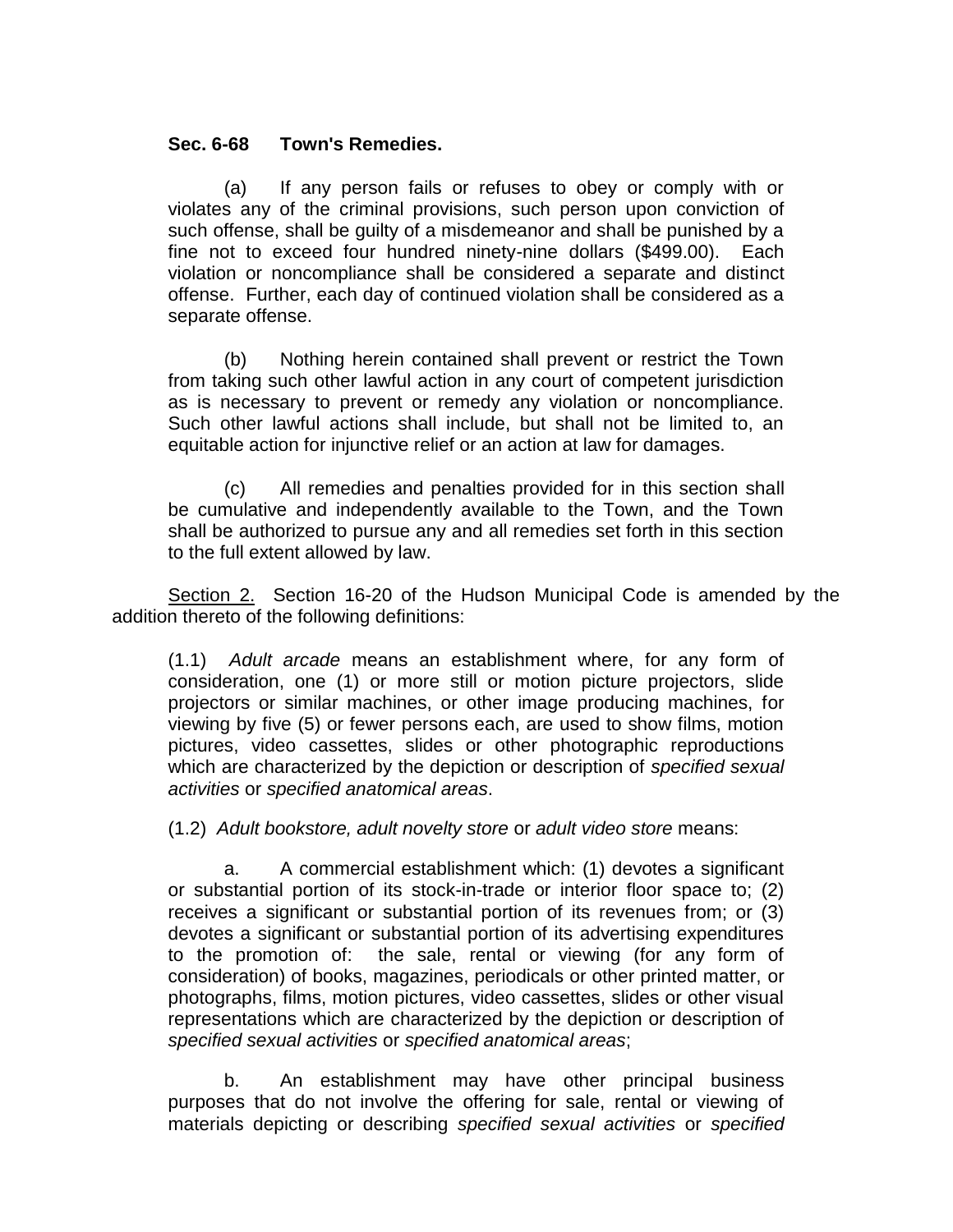**Sec. 6-68 Town's Remedies.**

(a) If any person fails or refuses to obey or comply with or violates any of the criminal provisions, such person upon conviction of such offense, shall be guilty of a misdemeanor and shall be punished by a fine not to exceed four hundred ninety-nine dollars ($499.00). Each violation or noncompliance shall be considered a separate and distinct offense. Further, each day of continued violation shall be considered as a separate offense.

(b) Nothing herein contained shall prevent or restrict the Town from taking such other lawful action in any court of competent jurisdiction as is necessary to prevent or remedy any violation or noncompliance. Such other lawful actions shall include, but shall not be limited to, an equitable action for injunctive relief or an action at law for damages.

(c) All remedies and penalties provided for in this section shall be cumulative and independently available to the Town, and the Town shall be authorized to pursue any and all remedies set forth in this section to the full extent allowed by law.

<u>Section 2.</u> Section 16-20 of the Hudson Municipal Code is amended by the addition thereto of the following definitions:

(1.1) *Adult arcade* means an establishment where, for any form of consideration, one (1) or more still or motion picture projectors, slide projectors or similar machines, or other image producing machines, for viewing by five (5) or fewer persons each, are used to show films, motion pictures, video cassettes, slides or other photographic reproductions which are characterized by the depiction or description of *specified sexual activities* or *specified anatomical areas*.

(1.2) *Adult bookstore, adult novelty store* or *adult video store* means:

a. A commercial establishment which: (1) devotes a significant or substantial portion of its stock-in-trade or interior floor space to; (2) receives a significant or substantial portion of its revenues from; or (3) devotes a significant or substantial portion of its advertising expenditures to the promotion of: the sale, rental or viewing (for any form of consideration) of books, magazines, periodicals or other printed matter, or photographs, films, motion pictures, video cassettes, slides or other visual representations which are characterized by the depiction or description of *specified sexual activities* or *specified anatomical areas*;

b. An establishment may have other principal business purposes that do not involve the offering for sale, rental or viewing of materials depicting or describing *specified sexual activities* or *specified*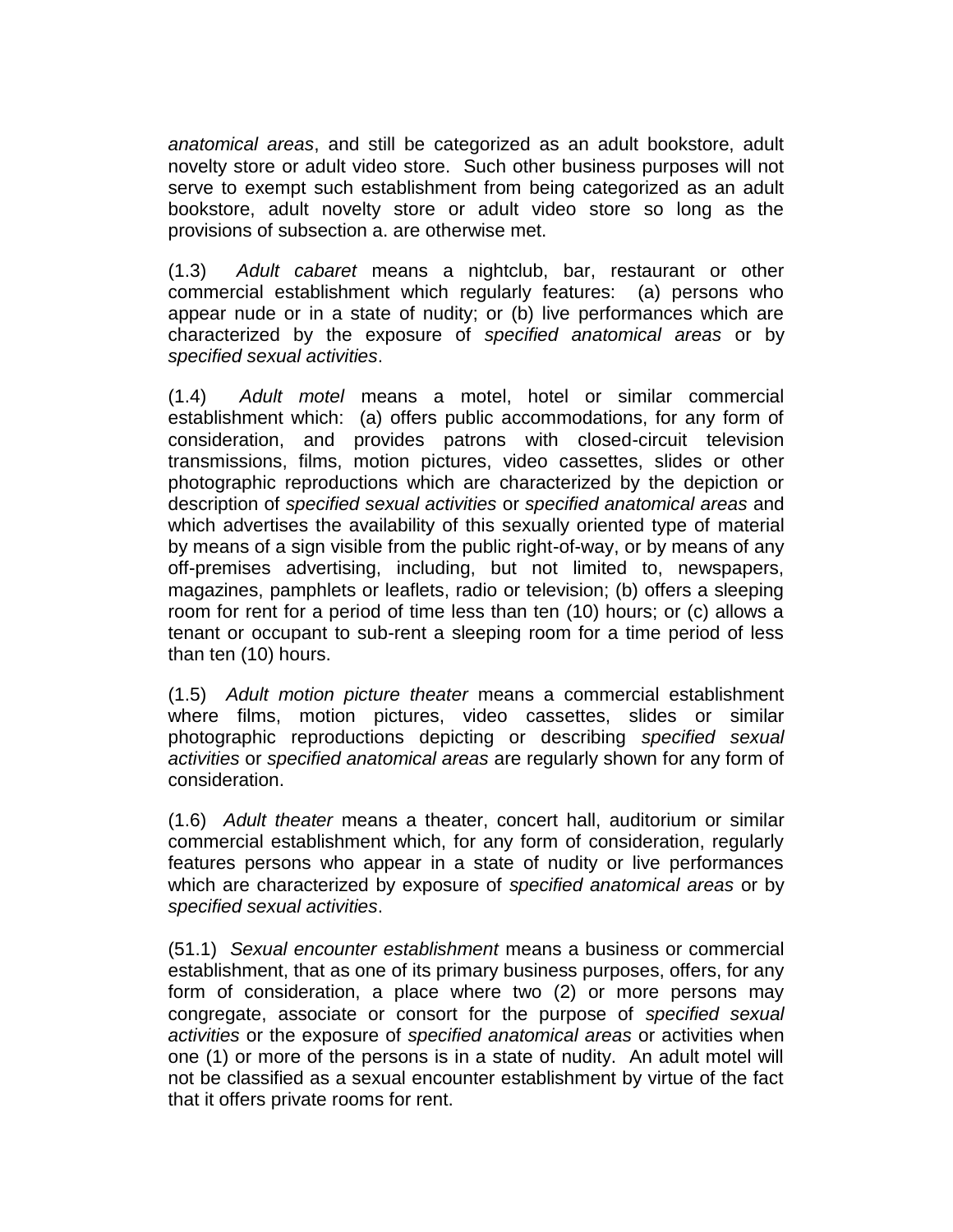*anatomical areas*, and still be categorized as an adult bookstore, adult novelty store or adult video store. Such other business purposes will not serve to exempt such establishment from being categorized as an adult bookstore, adult novelty store or adult video store so long as the provisions of subsection a. are otherwise met.

(1.3) *Adult cabaret* means a nightclub, bar, restaurant or other commercial establishment which regularly features: (a) persons who appear nude or in a state of nudity; or (b) live performances which are characterized by the exposure of *specified anatomical areas* or by *specified sexual activities*.

(1.4) *Adult motel* means a motel, hotel or similar commercial establishment which: (a) offers public accommodations, for any form of consideration, and provides patrons with closed-circuit television transmissions, films, motion pictures, video cassettes, slides or other photographic reproductions which are characterized by the depiction or description of *specified sexual activities* or *specified anatomical areas* and which advertises the availability of this sexually oriented type of material by means of a sign visible from the public right-of-way, or by means of any off-premises advertising, including, but not limited to, newspapers, magazines, pamphlets or leaflets, radio or television; (b) offers a sleeping room for rent for a period of time less than ten (10) hours; or (c) allows a tenant or occupant to sub-rent a sleeping room for a time period of less than ten (10) hours.

(1.5) *Adult motion picture theater* means a commercial establishment where films, motion pictures, video cassettes, slides or similar photographic reproductions depicting or describing *specified sexual activities* or *specified anatomical areas* are regularly shown for any form of consideration.

(1.6) *Adult theater* means a theater, concert hall, auditorium or similar commercial establishment which, for any form of consideration, regularly features persons who appear in a state of nudity or live performances which are characterized by exposure of *specified anatomical areas* or by *specified sexual activities*.

(51.1) *Sexual encounter establishment* means a business or commercial establishment, that as one of its primary business purposes, offers, for any form of consideration, a place where two (2) or more persons may congregate, associate or consort for the purpose of *specified sexual activities* or the exposure of *specified anatomical areas* or activities when one (1) or more of the persons is in a state of nudity. An adult motel will not be classified as a sexual encounter establishment by virtue of the fact that it offers private rooms for rent.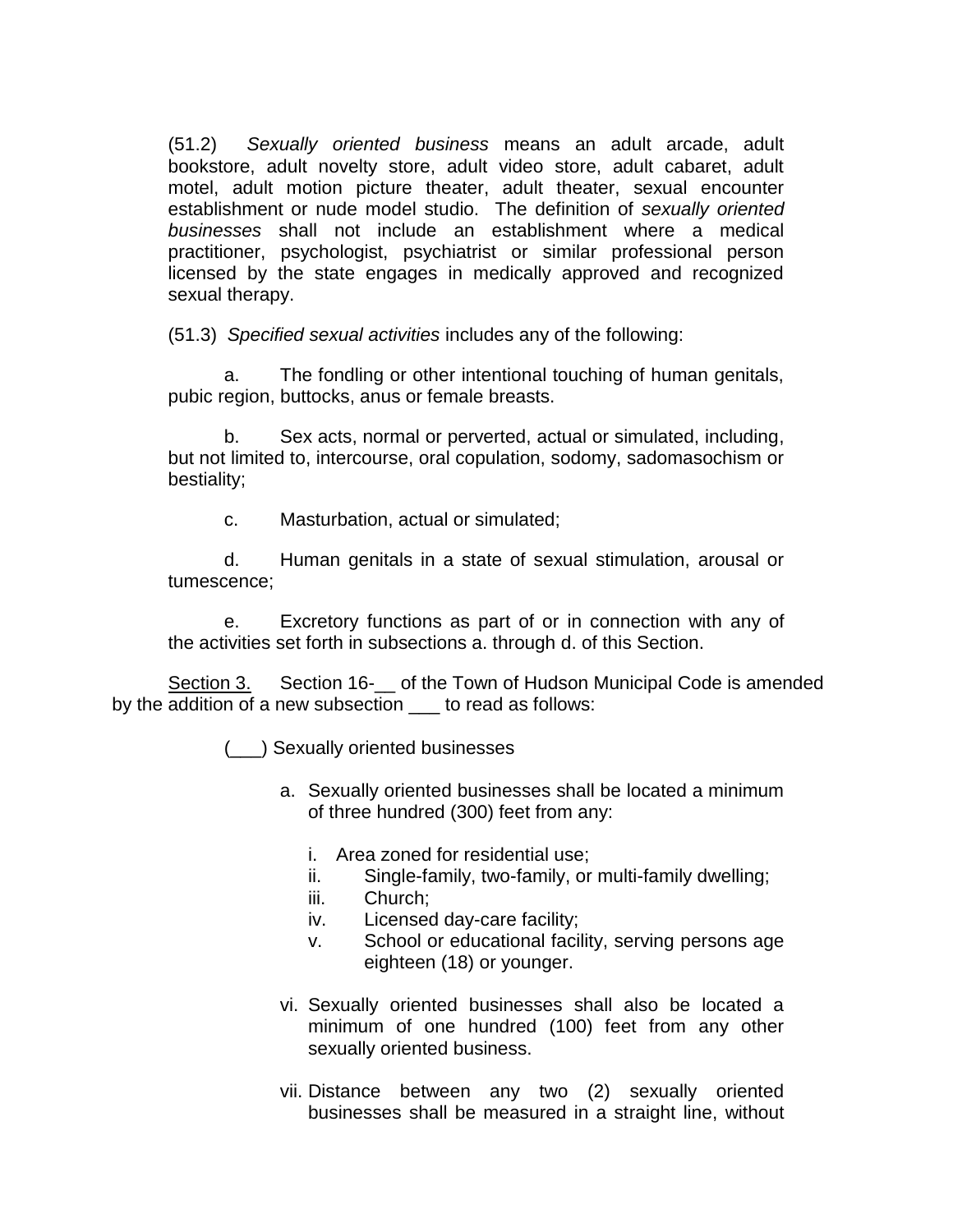(51.2) *Sexually oriented business* means an adult arcade, adult bookstore, adult novelty store, adult video store, adult cabaret, adult motel, adult motion picture theater, adult theater, sexual encounter establishment or nude model studio. The definition of *sexually oriented businesses* shall not include an establishment where a medical practitioner, psychologist, psychiatrist or similar professional person licensed by the state engages in medically approved and recognized sexual therapy.

(51.3) *Specified sexual activities* includes any of the following:

a. The fondling or other intentional touching of human genitals, pubic region, buttocks, anus or female breasts.

b. Sex acts, normal or perverted, actual or simulated, including, but not limited to, intercourse, oral copulation, sodomy, sadomasochism or bestiality;

c. Masturbation, actual or simulated;

d. Human genitals in a state of sexual stimulation, arousal or tumescence;

e. Excretory functions as part of or in connection with any of the activities set forth in subsections a. through d. of this Section.

<u>Section 3.</u> Section 16-__ of the Town of Hudson Municipal Code is amended by the addition of a new subsection ___ to read as follows:

(___) Sexually oriented businesses

a. Sexually oriented businesses shall be located a minimum of three hundred (300) feet from any:

   i. Area zoned for residential use;
   ii. Single-family, two-family, or multi-family dwelling;
   iii. Church;
   iv. Licensed day-care facility;
   v. School or educational facility, serving persons age eighteen (18) or younger.

vi. Sexually oriented businesses shall also be located a minimum of one hundred (100) feet from any other sexually oriented business.

vii. Distance between any two (2) sexually oriented businesses shall be measured in a straight line, without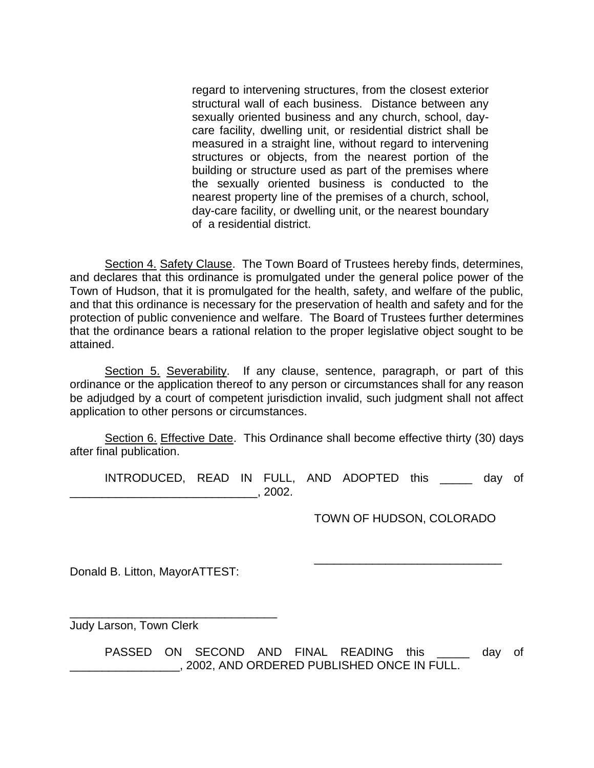regard to intervening structures, from the closest exterior structural wall of each business. Distance between any sexually oriented business and any church, school, day-care facility, dwelling unit, or residential district shall be measured in a straight line, without regard to intervening structures or objects, from the nearest portion of the building or structure used as part of the premises where the sexually oriented business is conducted to the nearest property line of the premises of a church, school, day-care facility, or dwelling unit, or the nearest boundary of a residential district.

Section 4. Safety Clause. The Town Board of Trustees hereby finds, determines, and declares that this ordinance is promulgated under the general police power of the Town of Hudson, that it is promulgated for the health, safety, and welfare of the public, and that this ordinance is necessary for the preservation of health and safety and for the protection of public convenience and welfare. The Board of Trustees further determines that the ordinance bears a rational relation to the proper legislative object sought to be attained.

Section 5. Severability. If any clause, sentence, paragraph, or part of this ordinance or the application thereof to any person or circumstances shall for any reason be adjudged by a court of competent jurisdiction invalid, such judgment shall not affect application to other persons or circumstances.

Section 6. Effective Date. This Ordinance shall become effective thirty (30) days after final publication.

INTRODUCED, READ IN FULL, AND ADOPTED this _____ day of _____________________________, 2002.

TOWN OF HUDSON, COLORADO

_____________________________

Donald B. Litton, MayorATTEST:

_________________________________

Judy Larson, Town Clerk

PASSED ON SECOND AND FINAL READING this _____ day of _________________, 2002, AND ORDERED PUBLISHED ONCE IN FULL.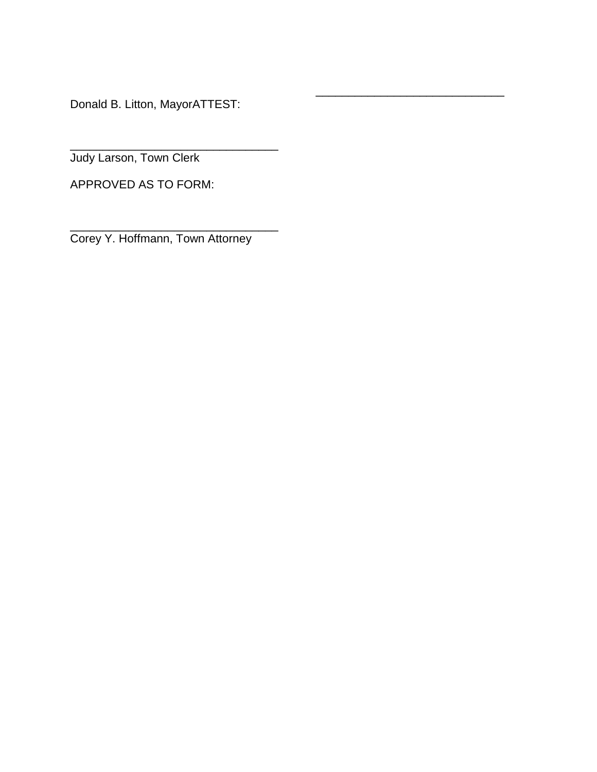\_\_\_\_\_\_\_\_\_\_\_\_\_\_\_\_\_\_\_\_\_\_\_\_\_\_\_\_\_\_

Donald B. Litton, MayorATTEST:

\_\_\_\_\_\_\_\_\_\_\_\_\_\_\_\_\_\_\_\_\_\_\_\_\_\_\_\_\_\_\_\_\_

Judy Larson, Town Clerk

APPROVED AS TO FORM:

\_\_\_\_\_\_\_\_\_\_\_\_\_\_\_\_\_\_\_\_\_\_\_\_\_\_\_\_\_\_\_\_\_

Corey Y. Hoffmann, Town Attorney